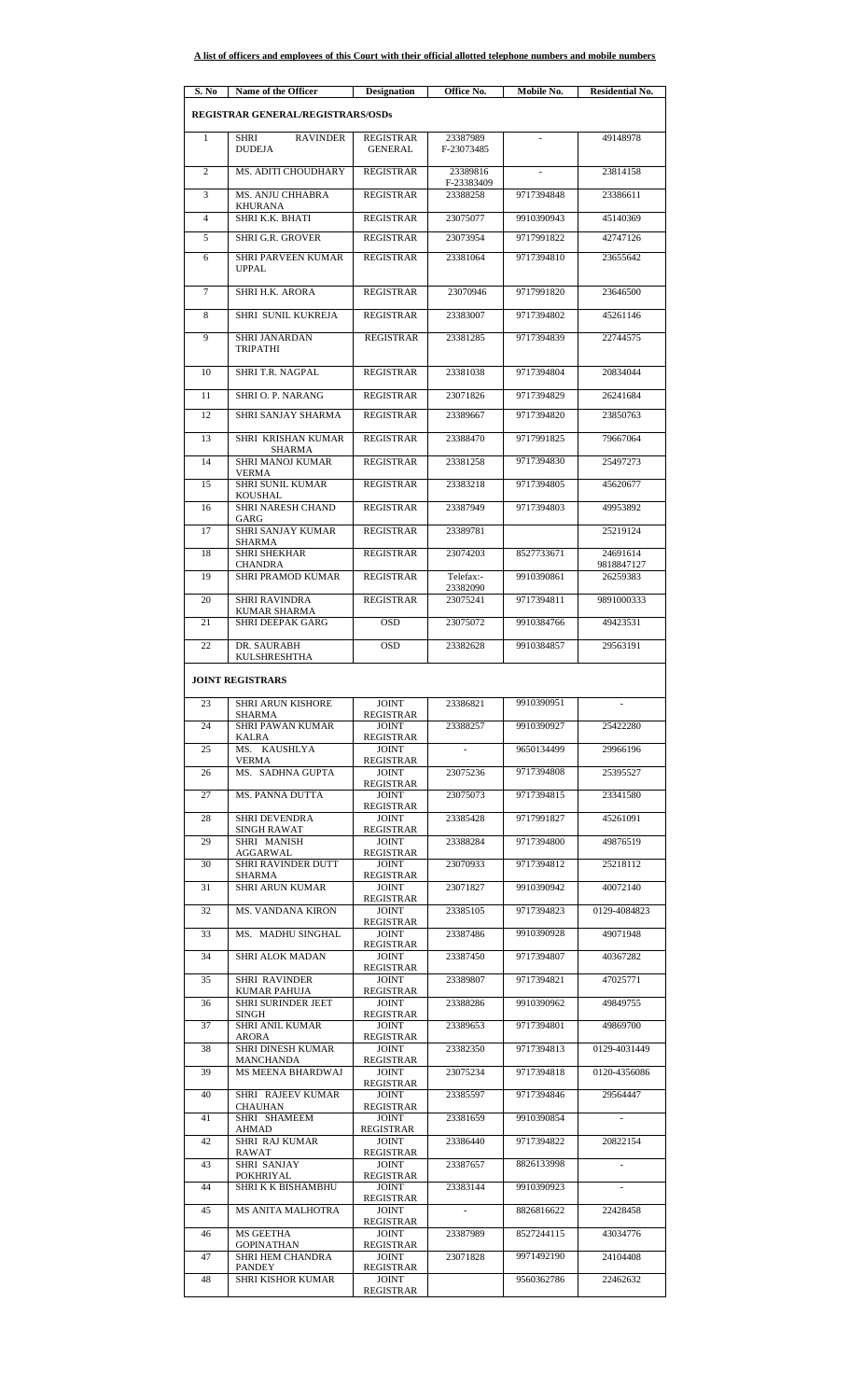**A list of officers and employees of this Court with their official allotted telephone numbers and mobile numbers**

| S. No | Name of the Officer | Designation | Office No. | Mobile No. | Residential No. |
|---|---|---|---|---|---|
| **REGISTRAR GENERAL/REGISTRARS/OSDs** | | | | | |
| 1 | SHRI RAVINDER DUDEJA | REGISTRAR GENERAL | 23387989 F-23073485 | - | 49148978 |
| 2 | MS. ADITI CHOUDHARY | REGISTRAR | 23389816 F-23383409 | - | 23814158 |
| 3 | MS. ANJU CHHABRA KHURANA | REGISTRAR | 23388258 | 9717394848 | 23386611 |
| 4 | SHRI K.K. BHATI | REGISTRAR | 23075077 | 9910390943 | 45140369 |
| 5 | SHRI G.R. GROVER | REGISTRAR | 23073954 | 9717991822 | 42747126 |
| 6 | SHRI PARVEEN KUMAR UPPAL | REGISTRAR | 23381064 | 9717394810 | 23655642 |
| 7 | SHRI H.K. ARORA | REGISTRAR | 23070946 | 9717991820 | 23646500 |
| 8 | SHRI SUNIL KUKREJA | REGISTRAR | 23383007 | 9717394802 | 45261146 |
| 9 | SHRI JANARDAN TRIPATHI | REGISTRAR | 23381285 | 9717394839 | 22744575 |
| 10 | SHRI T.R. NAGPAL | REGISTRAR | 23381038 | 9717394804 | 20834044 |
| 11 | SHRI O. P. NARANG | REGISTRAR | 23071826 | 9717394829 | 26241684 |
| 12 | SHRI SANJAY SHARMA | REGISTRAR | 23389667 | 9717394820 | 23850763 |
| 13 | SHRI KRISHAN KUMAR SHARMA | REGISTRAR | 23388470 | 9717991825 | 79667064 |
| 14 | SHRI MANOJ KUMAR VERMA | REGISTRAR | 23381258 | 9717394830 | 25497273 |
| 15 | SHRI SUNIL KUMAR KOUSHAL | REGISTRAR | 23383218 | 9717394805 | 45620677 |
| 16 | SHRI NARESH CHAND GARG | REGISTRAR | 23387949 | 9717394803 | 49953892 |
| 17 | SHRI SANJAY KUMAR SHARMA | REGISTRAR | 23389781 | | 25219124 |
| 18 | SHRI SHEKHAR CHANDRA | REGISTRAR | 23074203 | 8527733671 | 24691614 9818847127 |
| 19 | SHRI PRAMOD KUMAR | REGISTRAR | Telefax:- 23382090 | 9910390861 | 26259383 |
| 20 | SHRI RAVINDRA KUMAR SHARMA | REGISTRAR | 23075241 | 9717394811 | 9891000333 |
| 21 | SHRI DEEPAK GARG | OSD | 23075072 | 9910384766 | 49423531 |
| 22 | DR. SAURABH KULSHRESHTHA | OSD | 23382628 | 9910384857 | 29563191 |
| **JOINT REGISTRARS** | | | | | |
| 23 | SHRI ARUN KISHORE SHARMA | JOINT REGISTRAR | 23386821 | 9910390951 | - |
| 24 | SHRI PAWAN KUMAR KALRA | JOINT REGISTRAR | 23388257 | 9910390927 | 25422280 |
| 25 | MS. KAUSHLYA VERMA | JOINT REGISTRAR | - | 9650134499 | 29966196 |
| 26 | MS. SADHNA GUPTA | JOINT REGISTRAR | 23075236 | 9717394808 | 25395527 |
| 27 | MS. PANNA DUTTA | JOINT REGISTRAR | 23075073 | 9717394815 | 23341580 |
| 28 | SHRI DEVENDRA SINGH RAWAT | JOINT REGISTRAR | 23385428 | 9717991827 | 45261091 |
| 29 | SHRI MANISH AGGARWAL | JOINT REGISTRAR | 23388284 | 9717394800 | 49876519 |
| 30 | SHRI RAVINDER DUTT SHARMA | JOINT REGISTRAR | 23070933 | 9717394812 | 25218112 |
| 31 | SHRI ARUN KUMAR | JOINT REGISTRAR | 23071827 | 9910390942 | 40072140 |
| 32 | MS. VANDANA KIRON | JOINT REGISTRAR | 23385105 | 9717394823 | 0129-4084823 |
| 33 | MS. MADHU SINGHAL | JOINT REGISTRAR | 23387486 | 9910390928 | 49071948 |
| 34 | SHRI ALOK MADAN | JOINT REGISTRAR | 23387450 | 9717394807 | 40367282 |
| 35 | SHRI RAVINDER KUMAR PAHUJA | JOINT REGISTRAR | 23389807 | 9717394821 | 47025771 |
| 36 | SHRI SURINDER JEET SINGH | JOINT REGISTRAR | 23388286 | 9910390962 | 49849755 |
| 37 | SHRI ANIL KUMAR ARORA | JOINT REGISTRAR | 23389653 | 9717394801 | 49869700 |
| 38 | SHRI DINESH KUMAR MANCHANDA | JOINT REGISTRAR | 23382350 | 9717394813 | 0129-4031449 |
| 39 | MS MEENA BHARDWAJ | JOINT REGISTRAR | 23075234 | 9717394818 | 0120-4356086 |
| 40 | SHRI RAJEEV KUMAR CHAUHAN | JOINT REGISTRAR | 23385597 | 9717394846 | 29564447 |
| 41 | SHRI SHAMEEM AHMAD | JOINT REGISTRAR | 23381659 | 9910390854 | - |
| 42 | SHRI RAJ KUMAR RAWAT | JOINT REGISTRAR | 23386440 | 9717394822 | 20822154 |
| 43 | SHRI SANJAY POKHRIYAL | JOINT REGISTRAR | 23387657 | 8826133998 | - |
| 44 | SHRI K K BISHAMBHU | JOINT REGISTRAR | 23383144 | 9910390923 | - |
| 45 | MS ANITA MALHOTRA | JOINT REGISTRAR | - | 8826816622 | 22428458 |
| 46 | MS GEETHA GOPINATHAN | JOINT REGISTRAR | 23387989 | 8527244115 | 43034776 |
| 47 | SHRI HEM CHANDRA PANDEY | JOINT REGISTRAR | 23071828 | 9971492190 | 24104408 |
| 48 | SHRI KISHOR KUMAR | JOINT REGISTRAR | | 9560362786 | 22462632 |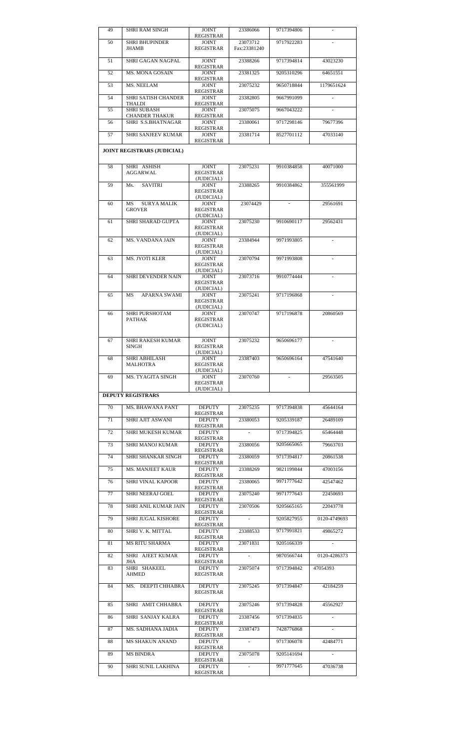| 49 | SHRI RAM SINGH | JOINT REGISTRAR | 23386066 | 9717394806 | - |
|---|---|---|---|---|---|
| 50 | SHRI BHUPINDER JHAMB | JOINT REGISTRAR | 23073712 Fax:23381240 | 9717922283 | - |
| 51 | SHRI GAGAN NAGPAL | JOINT REGISTRAR | 23388266 | 9717394814 | 43023230 |
| 52 | MS. MONA GOSAIN | JOINT REGISTRAR | 23381325 | 9205310296 | 64651551 |
| 53 | MS. NEELAM | JOINT REGISTRAR | 23075232 | 9650718844 | 1179651624 |
| 54 | SHRI SATISH CHANDER THALDI | JOINT REGISTRAR | 23382805 | 9667991099 | - |
| 55 | SHRI SUBASH CHANDER THAKUR | JOINT REGISTRAR | 23075075 | 9667043222 | - |
| 56 | SHRI S.S.BHATNAGAR | JOINT REGISTRAR | 23380061 | 9717298146 | 79677396 |
| 57 | SHRI SANJEEV KUMAR | JOINT REGISTRAR | 23381714 | 8527701112 | 47033140 |
| **JOINT REGISTRARS (JUDICIAL)** | | | | | |
| 58 | SHRI ASHISH AGGARWAL | JOINT REGISTRAR (JUDICIAL) | 23075231 | 9910384858 | 40071000 |
| 59 | Ms. SAVITRI | JOINT REGISTRAR (JUDICIAL) | 23388265 | 9910384862 | 355561999 |
| 60 | MS SURYA MALIK GROVER | JOINT REGISTRAR (JUDICIAL) | 23074429 | - | 29561691 |
| 61 | SHRI SHARAD GUPTA | JOINT REGISTRAR (JUDICIAL) | 23075230 | 9910690117 | 29562431 |
| 62 | MS. VANDANA JAIN | JOINT REGISTRAR (JUDICIAL) | 23384944 | 9971993805 | - |
| 63 | MS. JYOTI KLER | JOINT REGISTRAR (JUDICIAL) | 23070794 | 9971993808 | - |
| 64 | SHRI DEVENDER NAIN | JOINT REGISTRAR (JUDICIAL) | 23073716 | 9910774444 | - |
| 65 | MS APARNA SWAMI | JOINT REGISTRAR (JUDICIAL) | 23075241 | 9717196868 | - |
| 66 | SHRI PURSHOTAM PATHAK | JOINT REGISTRAR (JUDICIAL) | 23070747 | 9717196878 | 20860569 |
| 67 | SHRI RAKESH KUMAR SINGH | JOINT REGISTRAR (JUDICIAL) | 23075232 | 9650696177 | - |
| 68 | SHRI ABHILASH MALHOTRA | JOINT REGISTRAR (JUDICIAL) | 23387403 | 9650696164 | 47541640 |
| 69 | MS. TYAGITA SINGH | JOINT REGISTRAR (JUDICIAL) | 23070760 | - | 29563505 |
| **DEPUTY REGISTRARS** | | | | | |
| 70 | MS. BHAWANA PANT | DEPUTY REGISTRAR | 23075235 | 9717394838 | 45644164 |
| 71 | SHRI AJIT ASWANI | DEPUTY REGISTRAR | 23380053 | 9205339187 | 26489109 |
| 72 | SHRI MUKESH KUMAR | DEPUTY REGISTRAR | - | 9717394825 | 65464448 |
| 73 | SHRI MANOJ KUMAR | DEPUTY REGISTRAR | 23380056 | 9205665065 | 79663703 |
| 74 | SHRI SHANKAR SINGH | DEPUTY REGISTRAR | 23380059 | 9717394817 | 20861538 |
| 75 | MS. MANJEET KAUR | DEPUTY REGISTRAR | 23388269 | 9821199844 | 47003156 |
| 76 | SHRI VINAL KAPOOR | DEPUTY REGISTRAR | 23380065 | 9971777642 | 42547462 |
| 77 | SHRI NEERAJ GOEL | DEPUTY REGISTRAR | 23075240 | 9971777643 | 22450693 |
| 78 | SHRI ANIL KUMAR JAIN | DEPUTY REGISTRAR | 23070506 | 9205665165 | 22043778 |
| 79 | SHRI JUGAL KISHORE | DEPUTY REGISTRAR | - | 9205827955 | 0120-4749693 |
| 80 | SHRI V. K. MITTAL | DEPUTY REGISTRAR | 23388533 | 9717991821 | 49865272 |
| 81 | MS RITU SHARMA | DEPUTY REGISTRAR | 23071831 | 9205166339 | - |
| 82 | SHRI AJEET KUMAR JHA | DEPUTY REGISTRAR | - | 9870566744 | 0120-4286373 |
| 83 | SHRI SHAKEEL AHMED | DEPUTY REGISTRAR | 23075074 | 9717394842 | 47054393 |
| 84 | MS. DEEPTI CHHABRA | DEPUTY REGISTRAR | 23075245 | 9717394847 | 42184259 |
| 85 | SHRI AMIT CHHABRA | DEPUTY REGISTRAR | 23075246 | 9717394828 | 45562927 |
| 86 | SHRI SANJAY KALRA | DEPUTY REGISTRAR | 23387456 | 9717394835 | - |
| 87 | MS. SADHANA JADIA | DEPUTY REGISTRAR | 23387473 | 7428776868 | - |
| 88 | MS SHAKUN ANAND | DEPUTY REGISTRAR | - | 9717306078 | 42484771 |
| 89 | MS BINDRA | DEPUTY REGISTRAR | 23075078 | 9205141694 | - |
| 90 | SHRI SUNIL LAKHINA | DEPUTY REGISTRAR | - | 9971777645 | 47036738 |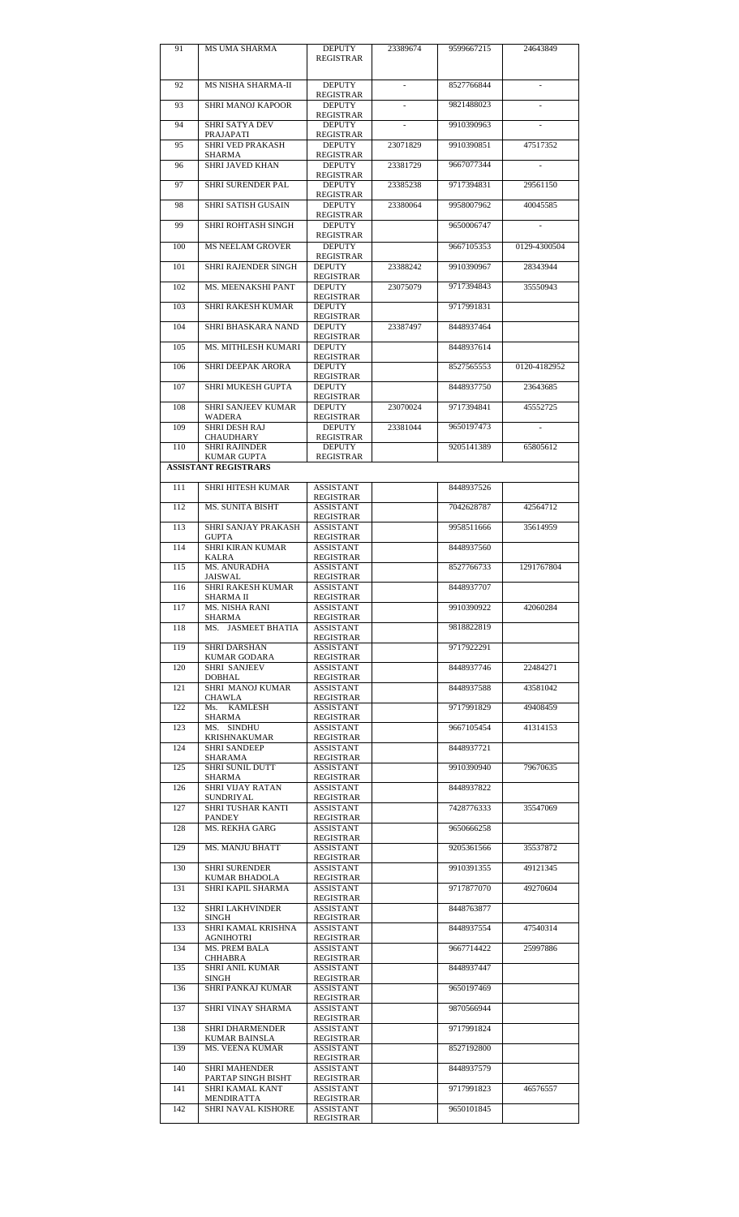| 91 | MS UMA SHARMA | DEPUTY REGISTRAR | 23389674 | 9599667215 | 24643849 |
|---|---|---|---|---|---|
| 92 | MS NISHA SHARMA-II | DEPUTY REGISTRAR | - | 8527766844 | - |
| 93 | SHRI MANOJ KAPOOR | DEPUTY REGISTRAR | - | 9821488023 | - |
| 94 | SHRI SATYA DEV PRAJAPATI | DEPUTY REGISTRAR | - | 9910390963 | - |
| 95 | SHRI VED PRAKASH SHARMA | DEPUTY REGISTRAR | 23071829 | 9910390851 | 47517352 |
| 96 | SHRI JAVED KHAN | DEPUTY REGISTRAR | 23381729 | 9667077344 | - |
| 97 | SHRI SURENDER PAL | DEPUTY REGISTRAR | 23385238 | 9717394831 | 29561150 |
| 98 | SHRI SATISH GUSAIN | DEPUTY REGISTRAR | 23380064 | 9958007962 | 40045585 |
| 99 | SHRI ROHTASH SINGH | DEPUTY REGISTRAR | | 9650006747 | - |
| 100 | MS NEELAM GROVER | DEPUTY REGISTRAR | | 9667105353 | 0129-4300504 |
| 101 | SHRI RAJENDER SINGH | DEPUTY REGISTRAR | 23388242 | 9910390967 | 28343944 |
| 102 | MS. MEENAKSHI PANT | DEPUTY REGISTRAR | 23075079 | 9717394843 | 35550943 |
| 103 | SHRI RAKESH KUMAR | DEPUTY REGISTRAR | | 9717991831 | |
| 104 | SHRI BHASKARA NAND | DEPUTY REGISTRAR | 23387497 | 8448937464 | |
| 105 | MS. MITHLESH KUMARI | DEPUTY REGISTRAR | | 8448937614 | |
| 106 | SHRI DEEPAK ARORA | DEPUTY REGISTRAR | | 8527565553 | 0120-4182952 |
| 107 | SHRI MUKESH GUPTA | DEPUTY REGISTRAR | | 8448937750 | 23643685 |
| 108 | SHRI SANJEEV KUMAR WADERA | DEPUTY REGISTRAR | 23070024 | 9717394841 | 45552725 |
| 109 | SHRI DESH RAJ CHAUDHARY | DEPUTY REGISTRAR | 23381044 | 9650197473 | - |
| 110 | SHRI RAJINDER KUMAR GUPTA | DEPUTY REGISTRAR | | 9205141389 | 65805612 |
| **ASSISTANT REGISTRARS** | | | | | |
| 111 | SHRI HITESH KUMAR | ASSISTANT REGISTRAR | | 8448937526 | |
| 112 | MS. SUNITA BISHT | ASSISTANT REGISTRAR | | 7042628787 | 42564712 |
| 113 | SHRI SANJAY PRAKASH GUPTA | ASSISTANT REGISTRAR | | 9958511666 | 35614959 |
| 114 | SHRI KIRAN KUMAR KALRA | ASSISTANT REGISTRAR | | 8448937560 | |
| 115 | MS. ANURADHA JAISWAL | ASSISTANT REGISTRAR | | 8527766733 | 1291767804 |
| 116 | SHRI RAKESH KUMAR SHARMA II | ASSISTANT REGISTRAR | | 8448937707 | |
| 117 | MS. NISHA RANI SHARMA | ASSISTANT REGISTRAR | | 9910390922 | 42060284 |
| 118 | MS. JASMEET BHATIA | ASSISTANT REGISTRAR | | 9818822819 | |
| 119 | SHRI DARSHAN KUMAR GODARA | ASSISTANT REGISTRAR | | 9717922291 | |
| 120 | SHRI SANJEEV DOBHAL | ASSISTANT REGISTRAR | | 8448937746 | 22484271 |
| 121 | SHRI MANOJ KUMAR CHAWLA | ASSISTANT REGISTRAR | | 8448937588 | 43581042 |
| 122 | Ms. KAMLESH SHARMA | ASSISTANT REGISTRAR | | 9717991829 | 49408459 |
| 123 | MS. SINDHU KRISHNAKUMAR | ASSISTANT REGISTRAR | | 9667105454 | 41314153 |
| 124 | SHRI SANDEEP SHARAMA | ASSISTANT REGISTRAR | | 8448937721 | |
| 125 | SHRI SUNIL DUTT SHARMA | ASSISTANT REGISTRAR | | 9910390940 | 79670635 |
| 126 | SHRI VIJAY RATAN SUNDRIYAL | ASSISTANT REGISTRAR | | 8448937822 | |
| 127 | SHRI TUSHAR KANTI PANDEY | ASSISTANT REGISTRAR | | 7428776333 | 35547069 |
| 128 | MS. REKHA GARG | ASSISTANT REGISTRAR | | 9650666258 | |
| 129 | MS. MANJU BHATT | ASSISTANT REGISTRAR | | 9205361566 | 35537872 |
| 130 | SHRI SURENDER KUMAR BHADOLA | ASSISTANT REGISTRAR | | 9910391355 | 49121345 |
| 131 | SHRI KAPIL SHARMA | ASSISTANT REGISTRAR | | 9717877070 | 49270604 |
| 132 | SHRI LAKHVINDER SINGH | ASSISTANT REGISTRAR | | 8448763877 | |
| 133 | SHRI KAMAL KRISHNA AGNIHOTRI | ASSISTANT REGISTRAR | | 8448937554 | 47540314 |
| 134 | MS. PREM BALA CHHABRA | ASSISTANT REGISTRAR | | 9667714422 | 25997886 |
| 135 | SHRI ANIL KUMAR SINGH | ASSISTANT REGISTRAR | | 8448937447 | |
| 136 | SHRI PANKAJ KUMAR | ASSISTANT REGISTRAR | | 9650197469 | |
| 137 | SHRI VINAY SHARMA | ASSISTANT REGISTRAR | | 9870566944 | |
| 138 | SHRI DHARMENDER KUMAR BAINSLA | ASSISTANT REGISTRAR | | 9717991824 | |
| 139 | MS. VEENA KUMAR | ASSISTANT REGISTRAR | | 8527192800 | |
| 140 | SHRI MAHENDER PARTAP SINGH BISHT | ASSISTANT REGISTRAR | | 8448937579 | |
| 141 | SHRI KAMAL KANT MENDIRATTA | ASSISTANT REGISTRAR | | 9717991823 | 46576557 |
| 142 | SHRI NAVAL KISHORE | ASSISTANT REGISTRAR | | 9650101845 | |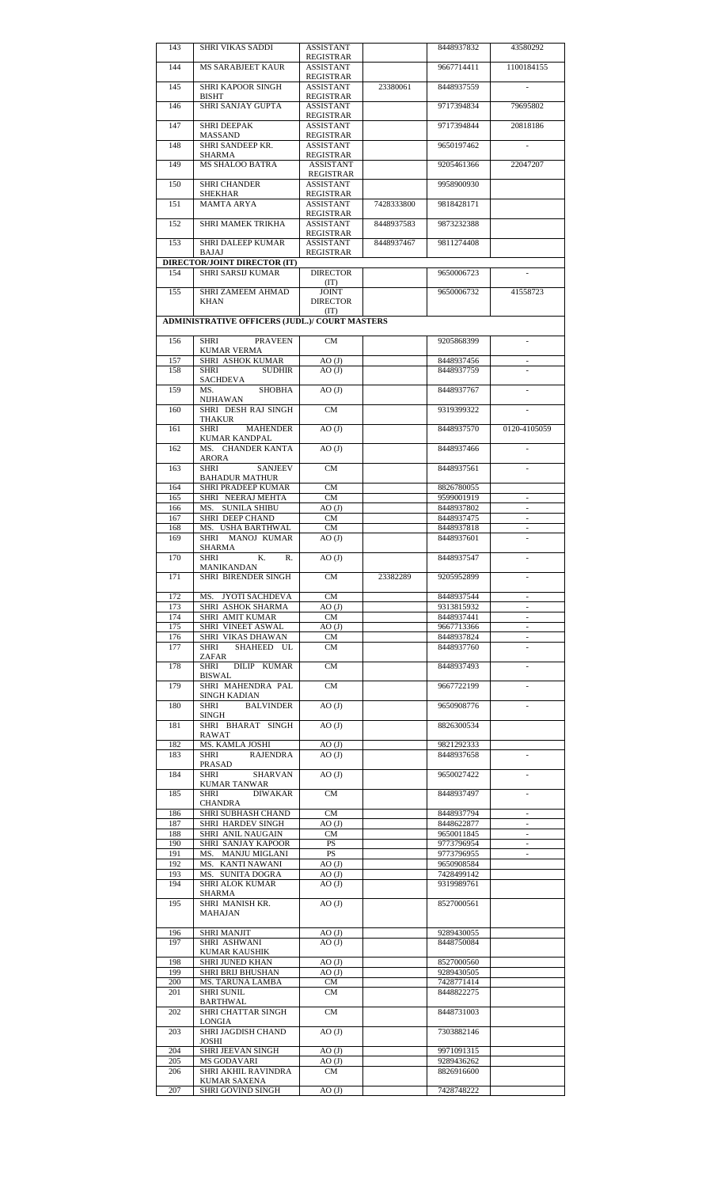| 143 | SHRI VIKAS SADDI | ASSISTANT REGISTRAR | | 8448937832 | 43580292 |
|---|---|---|---|---|---|
| 144 | MS SARABJEET KAUR | ASSISTANT REGISTRAR | | 9667714411 | 1100184155 |
| 145 | SHRI KAPOOR SINGH BISHT | ASSISTANT REGISTRAR | 23380061 | 8448937559 | - |
| 146 | SHRI SANJAY GUPTA | ASSISTANT REGISTRAR | | 9717394834 | 79695802 |
| 147 | SHRI DEEPAK MASSAND | ASSISTANT REGISTRAR | | 9717394844 | 20818186 |
| 148 | SHRI SANDEEP KR. SHARMA | ASSISTANT REGISTRAR | | 9650197462 | - |
| 149 | MS SHALOO BATRA | ASSISTANT REGISTRAR | | 9205461366 | 22047207 |
| 150 | SHRI CHANDER SHEKHAR | ASSISTANT REGISTRAR | | 9958900930 | |
| 151 | MAMTA ARYA | ASSISTANT REGISTRAR | 7428333800 | 9818428171 | |
| 152 | SHRI MAMEK TRIKHA | ASSISTANT REGISTRAR | 8448937583 | 9873232388 | |
| 153 | SHRI DALEEP KUMAR BAJAJ | ASSISTANT REGISTRAR | 8448937467 | 9811274408 | |
| **DIRECTOR/JOINT DIRECTOR (IT)** | | | | | |
| 154 | SHRI SARSIJ KUMAR | DIRECTOR (IT) | | 9650006723 | - |
| 155 | SHRI ZAMEEM AHMAD KHAN | JOINT DIRECTOR (IT) | | 9650006732 | 41558723 |
| **ADMINISTRATIVE OFFICERS (JUDL.)/ COURT MASTERS** | | | | | |
| 156 | SHRI PRAVEEN KUMAR VERMA | CM | | 9205868399 | - |
| 157 | SHRI ASHOK KUMAR | AO (J) | | 8448937456 | - |
| 158 | SHRI SUDHIR SACHDEVA | AO (J) | | 8448937759 | - |
| 159 | MS. SHOBHA NIJHAWAN | AO (J) | | 8448937767 | - |
| 160 | SHRI DESH RAJ SINGH THAKUR | CM | | 9319399322 | - |
| 161 | SHRI MAHENDER KUMAR KANDPAL | AO (J) | | 8448937570 | 0120-4105059 |
| 162 | MS. CHANDER KANTA ARORA | AO (J) | | 8448937466 | - |
| 163 | SHRI SANJEEV BAHADUR MATHUR | CM | | 8448937561 | - |
| 164 | SHRI PRADEEP KUMAR | CM | | 8826780055 | |
| 165 | SHRI NEERAJ MEHTA | CM | | 9599001919 | - |
| 166 | MS. SUNILA SHIBU | AO (J) | | 8448937802 | - |
| 167 | SHRI DEEP CHAND | CM | | 8448937475 | - |
| 168 | MS. USHA BARTHWAL | CM | | 8448937818 | - |
| 169 | SHRI MANOJ KUMAR SHARMA | AO (J) | | 8448937601 | - |
| 170 | SHRI K. R. MANIKANDAN | AO (J) | | 8448937547 | - |
| 171 | SHRI BIRENDER SINGH | CM | 23382289 | 9205952899 | - |
| 172 | MS. JYOTI SACHDEVA | CM | | 8448937544 | - |
| 173 | SHRI ASHOK SHARMA | AO (J) | | 9313815932 | - |
| 174 | SHRI AMIT KUMAR | CM | | 8448937441 | - |
| 175 | SHRI VINEET ASWAL | AO (J) | | 9667713366 | - |
| 176 | SHRI VIKAS DHAWAN | CM | | 8448937824 | - |
| 177 | SHRI SHAHEED UL ZAFAR | CM | | 8448937760 | - |
| 178 | SHRI DILIP KUMAR BISWAL | CM | | 8448937493 | - |
| 179 | SHRI MAHENDRA PAL SINGH KADIAN | CM | | 9667722199 | - |
| 180 | SHRI BALVINDER SINGH | AO (J) | | 9650908776 | - |
| 181 | SHRI BHARAT SINGH RAWAT | AO (J) | | 8826300534 | |
| 182 | MS. KAMLA JOSHI | AO (J) | | 9821292333 | |
| 183 | SHRI RAJENDRA PRASAD | AO (J) | | 8448937658 | - |
| 184 | SHRI SHARVAN KUMAR TANWAR | AO (J) | | 9650027422 | - |
| 185 | SHRI DIWAKAR CHANDRA | CM | | 8448937497 | - |
| 186 | SHRI SUBHASH CHAND | CM | | 8448937794 | - |
| 187 | SHRI HARDEV SINGH | AO (J) | | 8448622877 | - |
| 188 | SHRI ANIL NAUGAIN | CM | | 9650011845 | - |
| 190 | SHRI SANJAY KAPOOR | PS | | 9773796954 | - |
| 191 | MS. MANJU MIGLANI | PS | | 9773796955 | - |
| 192 | MS. KANTI NAWANI | AO (J) | | 9650908584 | |
| 193 | MS. SUNITA DOGRA | AO (J) | | 7428499142 | |
| 194 | SHRI ALOK KUMAR SHARMA | AO (J) | | 9319989761 | |
| 195 | SHRI MANISH KR. MAHAJAN | AO (J) | | 8527000561 | |
| 196 | SHRI MANJIT | AO (J) | | 9289430055 | |
| 197 | SHRI ASHWANI KUMAR KAUSHIK | AO (J) | | 8448750084 | |
| 198 | SHRI JUNED KHAN | AO (J) | | 8527000560 | |
| 199 | SHRI BRIJ BHUSHAN | AO (J) | | 9289430505 | |
| 200 | MS. TARUNA LAMBA | CM | | 7428771414 | |
| 201 | SHRI SUNIL BARTHWAL | CM | | 8448822275 | |
| 202 | SHRI CHATTAR SINGH LONGIA | CM | | 8448731003 | |
| 203 | SHRI JAGDISH CHAND JOSHI | AO (J) | | 7303882146 | |
| 204 | SHRI JEEVAN SINGH | AO (J) | | 9971091315 | |
| 205 | MS GODAVARI | AO (J) | | 9289436262 | |
| 206 | SHRI AKHIL RAVINDRA KUMAR SAXENA | CM | | 8826916600 | |
| 207 | SHRI GOVIND SINGH | AO (J) | | 7428748222 | |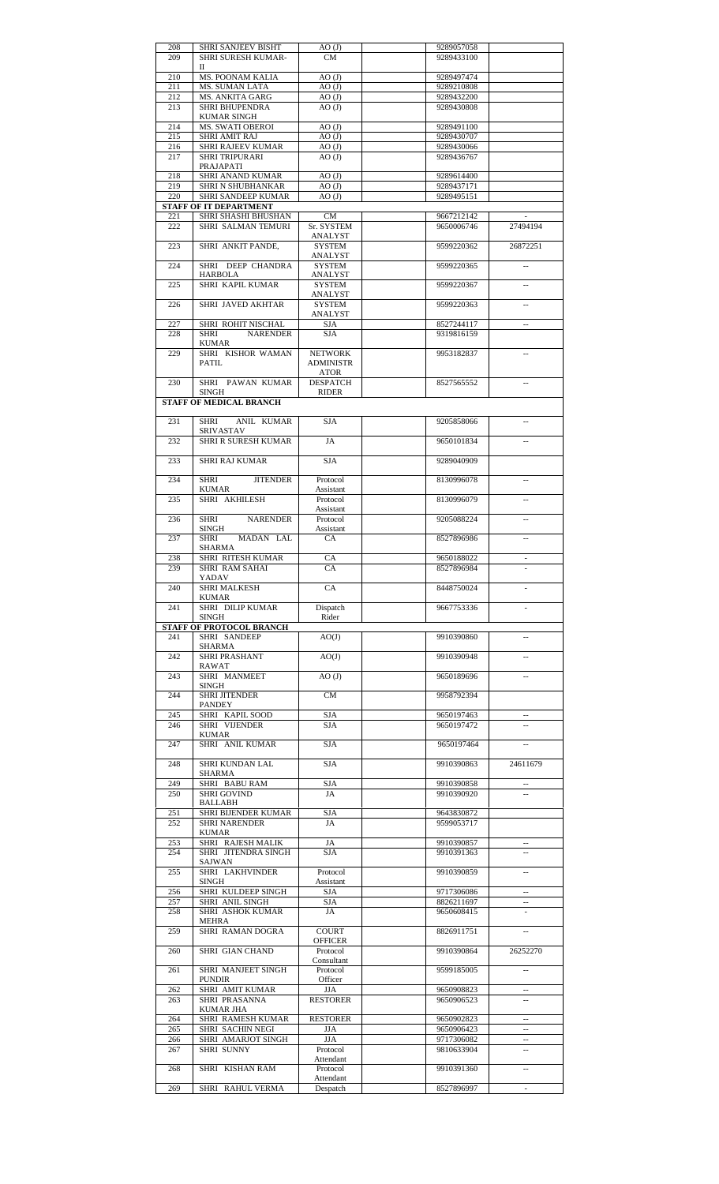| 208 | SHRI SANJEEV BISHT | AO (J) | | 9289057058 | |
|---|---|---|---|---|---|
| 209 | SHRI SURESH KUMAR-II | CM | | 9289433100 | |
| 210 | MS. POONAM KALIA | AO (J) | | 9289497474 | |
| 211 | MS. SUMAN LATA | AO (J) | | 9289210808 | |
| 212 | MS. ANKITA GARG | AO (J) | | 9289432200 | |
| 213 | SHRI BHUPENDRA KUMAR SINGH | AO (J) | | 9289430808 | |
| 214 | MS. SWATI OBEROI | AO (J) | | 9289491100 | |
| 215 | SHRI AMIT RAJ | AO (J) | | 9289430707 | |
| 216 | SHRI RAJEEV KUMAR | AO (J) | | 9289430066 | |
| 217 | SHRI TRIPURARI PRAJAPATI | AO (J) | | 9289436767 | |
| 218 | SHRI ANAND KUMAR | AO (J) | | 9289614400 | |
| 219 | SHRI N SHUBHANKAR | AO (J) | | 9289437171 | |
| 220 | SHRI SANDEEP KUMAR | AO (J) | | 9289495151 | |
| **STAFF OF IT DEPARTMENT** | | | | | |
| 221 | SHRI SHASHI BHUSHAN | CM | | 9667212142 | - |
| 222 | SHRI SALMAN TEMURI | Sr. SYSTEM ANALYST | | 9650006746 | 27494194 |
| 223 | SHRI ANKIT PANDE, | SYSTEM ANALYST | | 9599220362 | 26872251 |
| 224 | SHRI DEEP CHANDRA HARBOLA | SYSTEM ANALYST | | 9599220365 | -- |
| 225 | SHRI KAPIL KUMAR | SYSTEM ANALYST | | 9599220367 | -- |
| 226 | SHRI JAVED AKHTAR | SYSTEM ANALYST | | 9599220363 | -- |
| 227 | SHRI ROHIT NISCHAL | SJA | | 8527244117 | -- |
| 228 | SHRI NARENDER KUMAR | SJA | | 9319816159 | |
| 229 | SHRI KISHOR WAMAN PATIL | NETWORK ADMINISTRATOR | | 9953182837 | -- |
| 230 | SHRI PAWAN KUMAR SINGH | DESPATCH RIDER | | 8527565552 | -- |
| **STAFF OF MEDICAL BRANCH** | | | | | |
| 231 | SHRI ANIL KUMAR SRIVASTAV | SJA | | 9205858066 | -- |
| 232 | SHRI R SURESH KUMAR | JA | | 9650101834 | -- |
| 233 | SHRI RAJ KUMAR | SJA | | 9289040909 | |
| 234 | SHRI JITENDER KUMAR | Protocol Assistant | | 8130996078 | -- |
| 235 | SHRI AKHILESH | Protocol Assistant | | 8130996079 | -- |
| 236 | SHRI NARENDER SINGH | Protocol Assistant | | 9205088224 | -- |
| 237 | SHRI MADAN LAL SHARMA | CA | | 8527896986 | -- |
| 238 | SHRI RITESH KUMAR | CA | | 9650188022 | - |
| 239 | SHRI RAM SAHAI YADAV | CA | | 8527896984 | - |
| 240 | SHRI MALKESH KUMAR | CA | | 8448750024 | - |
| 241 | SHRI DILIP KUMAR SINGH | Dispatch Rider | | 9667753336 | - |
| **STAFF OF PROTOCOL BRANCH** | | | | | |
| 241 | SHRI SANDEEP SHARMA | AO(J) | | 9910390860 | -- |
| 242 | SHRI PRASHANT RAWAT | AO(J) | | 9910390948 | -- |
| 243 | SHRI MANMEET SINGH | AO (J) | | 9650189696 | -- |
| 244 | SHRI JITENDER PANDEY | CM | | 9958792394 | |
| 245 | SHRI KAPIL SOOD | SJA | | 9650197463 | -- |
| 246 | SHRI VIJENDER KUMAR | SJA | | 9650197472 | -- |
| 247 | SHRI ANIL KUMAR | SJA | | 9650197464 | -- |
| 248 | SHRI KUNDAN LAL SHARMA | SJA | | 9910390863 | 24611679 |
| 249 | SHRI BABU RAM | SJA | | 9910390858 | -- |
| 250 | SHRI GOVIND BALLABH | JA | | 9910390920 | -- |
| 251 | SHRI BIJENDER KUMAR | SJA | | 9643830872 | |
| 252 | SHRI NARENDER KUMAR | JA | | 9599053717 | |
| 253 | SHRI RAJESH MALIK | JA | | 9910390857 | -- |
| 254 | SHRI JITENDRA SINGH SAJWAN | SJA | | 9910391363 | -- |
| 255 | SHRI LAKHVINDER SINGH | Protocol Assistant | | 9910390859 | -- |
| 256 | SHRI KULDEEP SINGH | SJA | | 9717306086 | -- |
| 257 | SHRI ANIL SINGH | SJA | | 8826211697 | -- |
| 258 | SHRI ASHOK KUMAR MEHRA | JA | | 9650608415 | - |
| 259 | SHRI RAMAN DOGRA | COURT OFFICER | | 8826911751 | -- |
| 260 | SHRI GIAN CHAND | Protocol Consultant | | 9910390864 | 26252270 |
| 261 | SHRI MANJEET SINGH PUNDIR | Protocol Officer | | 9599185005 | -- |
| 262 | SHRI AMIT KUMAR | JJA | | 9650908823 | -- |
| 263 | SHRI PRASANNA KUMAR JHA | RESTORER | | 9650906523 | -- |
| 264 | SHRI RAMESH KUMAR | RESTORER | | 9650902823 | -- |
| 265 | SHRI SACHIN NEGI | JJA | | 9650906423 | -- |
| 266 | SHRI AMARJOT SINGH | JJA | | 9717306082 | -- |
| 267 | SHRI SUNNY | Protocol Attendant | | 9810633904 | -- |
| 268 | SHRI KISHAN RAM | Protocol Attendant | | 9910391360 | -- |
| 269 | SHRI RAHUL VERMA | Despatch | | 8527896997 | - |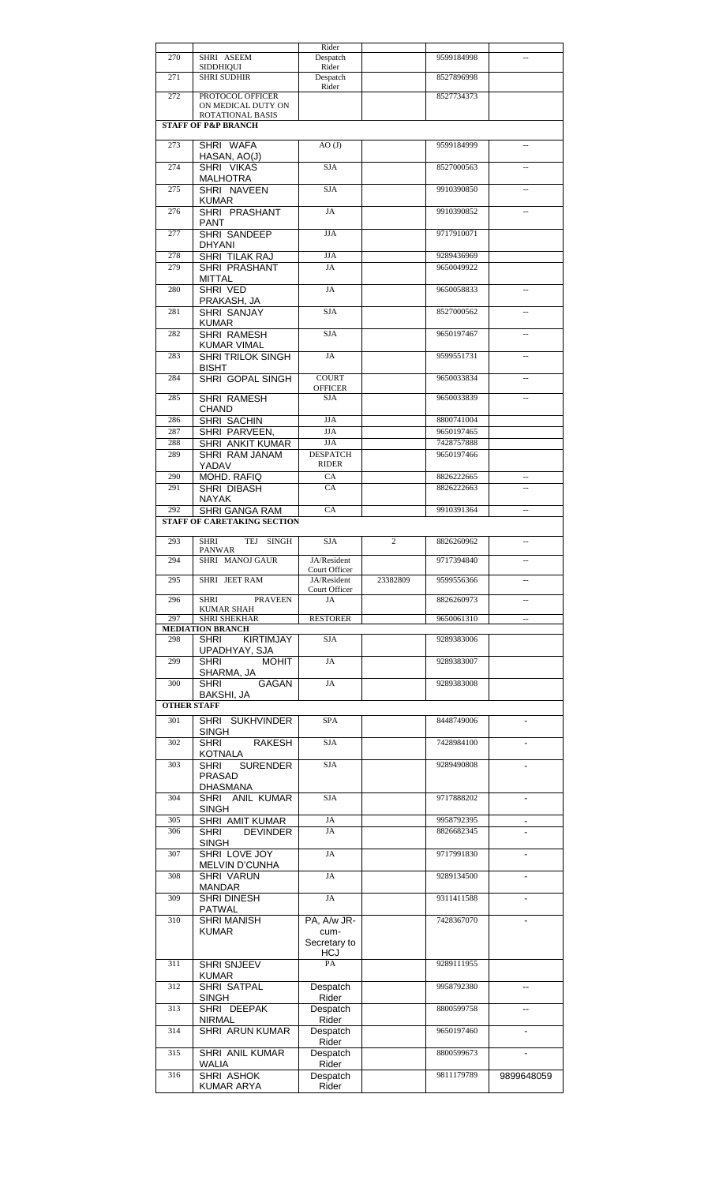| | | | | | |
|---|---|---|---|---|---|
| | | Rider | | | |
| 270 | SHRI ASEEM SIDDHIQUI | Despatch Rider | | 9599184998 | -- |
| 271 | SHRI SUDHIR | Despatch Rider | | 8527896998 | |
| 272 | PROTOCOL OFFICER ON MEDICAL DUTY ON ROTATIONAL BASIS | | | 8527734373 | |
| **STAFF OF P&P BRANCH** | | | | | |
| 273 | SHRI WAFA HASAN, AO(J) | AO (J) | | 9599184999 | -- |
| 274 | SHRI VIKAS MALHOTRA | SJA | | 8527000563 | -- |
| 275 | SHRI NAVEEN KUMAR | SJA | | 9910390850 | -- |
| 276 | SHRI PRASHANT PANT | JA | | 9910390852 | -- |
| 277 | SHRI SANDEEP DHYANI | JJA | | 9717910071 | |
| 278 | SHRI TILAK RAJ | JJA | | 9289436969 | |
| 279 | SHRI PRASHANT MITTAL | JA | | 9650049922 | |
| 280 | SHRI VED PRAKASH, JA | JA | | 9650058833 | -- |
| 281 | SHRI SANJAY KUMAR | SJA | | 8527000562 | -- |
| 282 | SHRI RAMESH KUMAR VIMAL | SJA | | 9650197467 | -- |
| 283 | SHRI TRILOK SINGH BISHT | JA | | 9599551731 | -- |
| 284 | SHRI GOPAL SINGH | COURT OFFICER | | 9650033834 | -- |
| 285 | SHRI RAMESH CHAND | SJA | | 9650033839 | -- |
| 286 | SHRI SACHIN | JJA | | 8800741004 | |
| 287 | SHRI PARVEEN, | JJA | | 9650197465 | |
| 288 | SHRI ANKIT KUMAR | JJA | | 7428757888 | |
| 289 | SHRI RAM JANAM YADAV | DESPATCH RIDER | | 9650197466 | |
| 290 | MOHD. RAFIQ | CA | | 8826222665 | -- |
| 291 | SHRI DIBASH NAYAK | CA | | 8826222663 | -- |
| 292 | SHRI GANGA RAM | CA | | 9910391364 | -- |
| **STAFF OF CARETAKING SECTION** | | | | | |
| 293 | SHRI TEJ SINGH PANWAR | SJA | 2 | 8826260962 | -- |
| 294 | SHRI MANOJ GAUR | JA/Resident Court Officer | | 9717394840 | -- |
| 295 | SHRI JEET RAM | JA/Resident Court Officer | 23382809 | 9599556366 | -- |
| 296 | SHRI PRAVEEN KUMAR SHAH | JA | | 8826260973 | -- |
| 297 | SHRI SHEKHAR | RESTORER | | 9650061310 | -- |
| **MEDIATION BRANCH** | | | | | |
| 298 | SHRI KIRTIMJAY UPADHYAY, SJA | SJA | | 9289383006 | |
| 299 | SHRI MOHIT SHARMA, JA | JA | | 9289383007 | |
| 300 | SHRI GAGAN BAKSHI, JA | JA | | 9289383008 | |
| **OTHER STAFF** | | | | | |
| 301 | SHRI SUKHVINDER SINGH | SPA | | 8448749006 | - |
| 302 | SHRI RAKESH KOTNALA | SJA | | 7428984100 | - |
| 303 | SHRI SURENDER PRASAD DHASMANA | SJA | | 9289490808 | - |
| 304 | SHRI ANIL KUMAR SINGH | SJA | | 9717888202 | - |
| 305 | SHRI AMIT KUMAR | JA | | 9958792395 | - |
| 306 | SHRI DEVINDER SINGH | JA | | 8826682345 | - |
| 307 | SHRI LOVE JOY MELVIN D'CUNHA | JA | | 9717991830 | - |
| 308 | SHRI VARUN MANDAR | JA | | 9289134500 | - |
| 309 | SHRI DINESH PATWAL | JA | | 9311411588 | - |
| 310 | SHRI MANISH KUMAR | PA, A/w JR-cum-Secretary to HCJ | | 7428367070 | - |
| 311 | SHRI SNJEEV KUMAR | PA | | 9289111955 | |
| 312 | SHRI SATPAL SINGH | Despatch Rider | | 9958792380 | -- |
| 313 | SHRI DEEPAK NIRMAL | Despatch Rider | | 8800599758 | -- |
| 314 | SHRI ARUN KUMAR | Despatch Rider | | 9650197460 | - |
| 315 | SHRI ANIL KUMAR WALIA | Despatch Rider | | 8800599673 | - |
| 316 | SHRI ASHOK KUMAR ARYA | Despatch Rider | | 9811179789 | 9899648059 |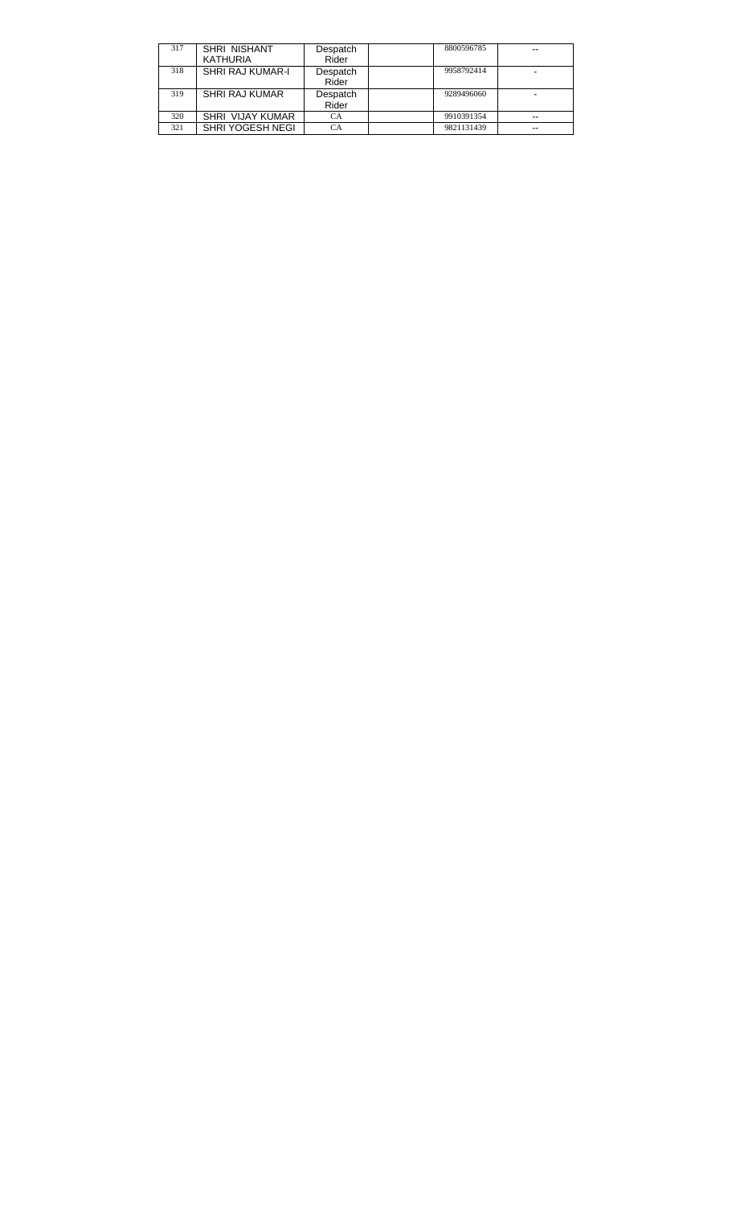| 317 | SHRI NISHANT KATHURIA | Despatch Rider | | 8800596785 | -- |
|---|---|---|---|---|---|
| 318 | SHRI RAJ KUMAR-I | Despatch Rider | | 9958792414 | - |
| 319 | SHRI RAJ KUMAR | Despatch Rider | | 9289496060 | - |
| 320 | SHRI VIJAY KUMAR | CA | | 9910391354 | -- |
| 321 | SHRI YOGESH NEGI | CA | | 9821131439 | -- |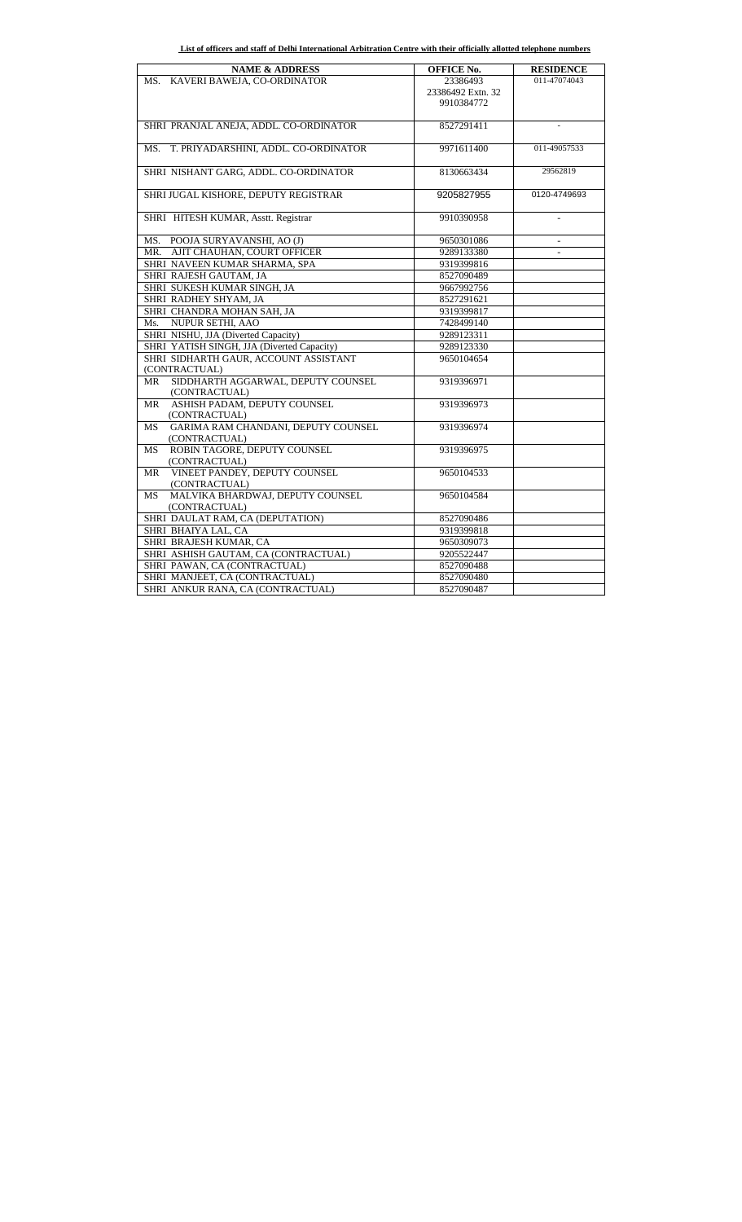**List of officers and staff of Delhi International Arbitration Centre with their officially allotted telephone numbers**

| NAME & ADDRESS | OFFICE No. | RESIDENCE |
|---|---|---|
| MS. KAVERI BAWEJA, CO-ORDINATOR | 23386493<br>23386492 Extn. 32<br>9910384772 | 011-47074043 |
| SHRI PRANJAL ANEJA, ADDL. CO-ORDINATOR | 8527291411 | - |
| MS. T. PRIYADARSHINI, ADDL. CO-ORDINATOR | 9971611400 | 011-49057533 |
| SHRI NISHANT GARG, ADDL. CO-ORDINATOR | 8130663434 | 29562819 |
| SHRI JUGAL KISHORE, DEPUTY REGISTRAR | 9205827955 | 0120-4749693 |
| SHRI HITESH KUMAR, Asstt. Registrar | 9910390958 | - |
| MS. POOJA SURYAVANSHI, AO (J) | 9650301086 | - |
| MR. AJIT CHAUHAN, COURT OFFICER | 9289133380 | - |
| SHRI NAVEEN KUMAR SHARMA, SPA | 9319399816 | |
| SHRI RAJESH GAUTAM, JA | 8527090489 | |
| SHRI SUKESH KUMAR SINGH, JA | 9667992756 | |
| SHRI RADHEY SHYAM, JA | 8527291621 | |
| SHRI CHANDRA MOHAN SAH, JA | 9319399817 | |
| Ms. NUPUR SETHI, AAO | 7428499140 | |
| SHRI NISHU, JJA (Diverted Capacity) | 9289123311 | |
| SHRI YATISH SINGH, JJA (Diverted Capacity) | 9289123330 | |
| SHRI SIDHARTH GAUR, ACCOUNT ASSISTANT (CONTRACTUAL) | 9650104654 | |
| MR SIDDHARTH AGGARWAL, DEPUTY COUNSEL (CONTRACTUAL) | 9319396971 | |
| MR ASHISH PADAM, DEPUTY COUNSEL (CONTRACTUAL) | 9319396973 | |
| MS GARIMA RAM CHANDANI, DEPUTY COUNSEL (CONTRACTUAL) | 9319396974 | |
| MS ROBIN TAGORE, DEPUTY COUNSEL (CONTRACTUAL) | 9319396975 | |
| MR VINEET PANDEY, DEPUTY COUNSEL (CONTRACTUAL) | 9650104533 | |
| MS MALVIKA BHARDWAJ, DEPUTY COUNSEL (CONTRACTUAL) | 9650104584 | |
| SHRI DAULAT RAM, CA (DEPUTATION) | 8527090486 | |
| SHRI BHAIYA LAL, CA | 9319399818 | |
| SHRI BRAJESH KUMAR, CA | 9650309073 | |
| SHRI ASHISH GAUTAM, CA (CONTRACTUAL) | 9205522447 | |
| SHRI PAWAN, CA (CONTRACTUAL) | 8527090488 | |
| SHRI MANJEET, CA (CONTRACTUAL) | 8527090480 | |
| SHRI ANKUR RANA, CA (CONTRACTUAL) | 8527090487 | |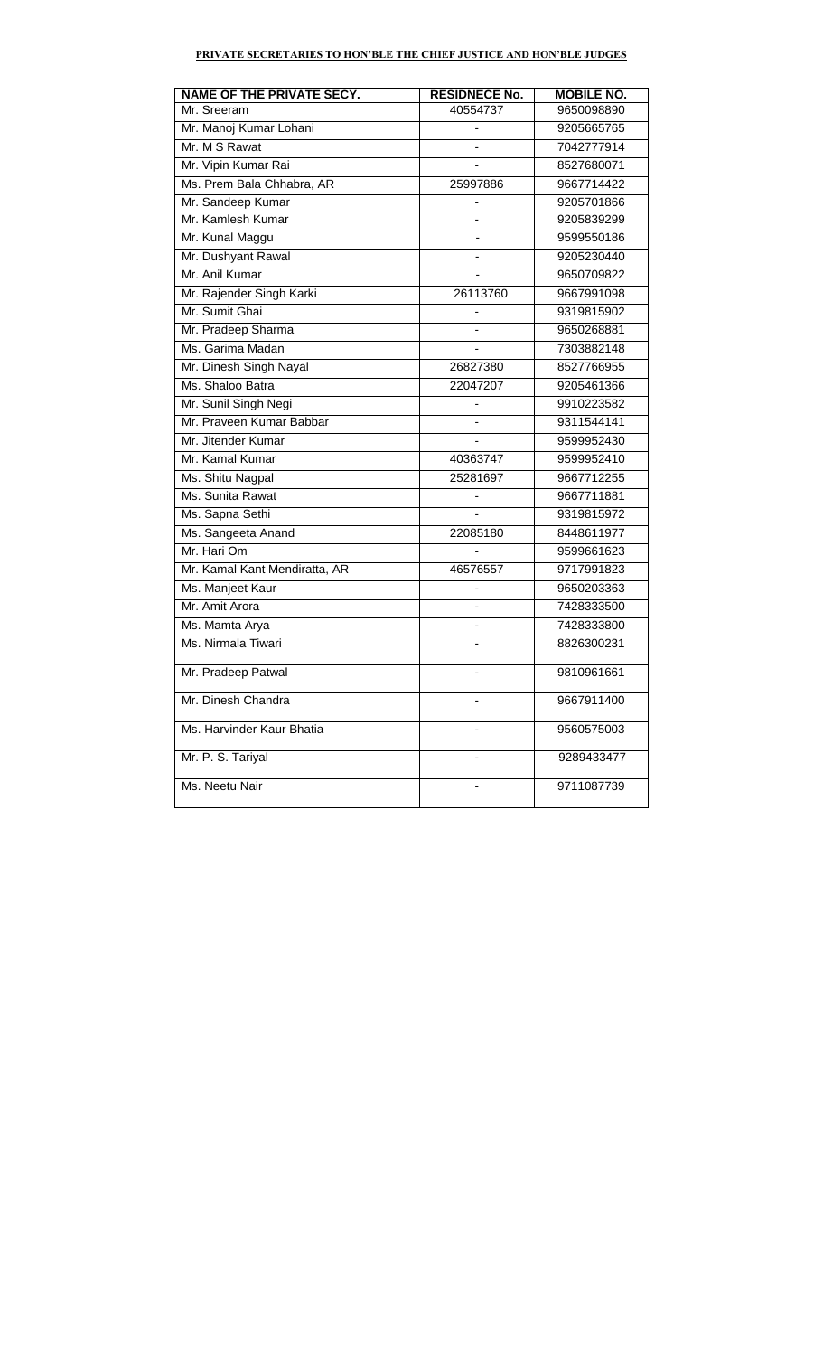**PRIVATE SECRETARIES TO HON'BLE THE CHIEF JUSTICE AND HON'BLE JUDGES**

| NAME OF THE PRIVATE SECY. | RESIDNECE No. | MOBILE NO. |
|---|---|---|
| Mr. Sreeram | 40554737 | 9650098890 |
| Mr. Manoj Kumar Lohani | - | 9205665765 |
| Mr. M S Rawat | - | 7042777914 |
| Mr. Vipin Kumar Rai | - | 8527680071 |
| Ms. Prem Bala Chhabra, AR | 25997886 | 9667714422 |
| Mr. Sandeep Kumar | - | 9205701866 |
| Mr. Kamlesh Kumar | - | 9205839299 |
| Mr. Kunal Maggu | - | 9599550186 |
| Mr. Dushyant Rawal | - | 9205230440 |
| Mr. Anil Kumar | - | 9650709822 |
| Mr. Rajender Singh Karki | 26113760 | 9667991098 |
| Mr. Sumit Ghai | - | 9319815902 |
| Mr. Pradeep Sharma | - | 9650268881 |
| Ms. Garima Madan | - | 7303882148 |
| Mr. Dinesh Singh Nayal | 26827380 | 8527766955 |
| Ms. Shaloo Batra | 22047207 | 9205461366 |
| Mr. Sunil Singh Negi | - | 9910223582 |
| Mr. Praveen Kumar Babbar | - | 9311544141 |
| Mr. Jitender Kumar | - | 9599952430 |
| Mr. Kamal Kumar | 40363747 | 9599952410 |
| Ms. Shitu Nagpal | 25281697 | 9667712255 |
| Ms. Sunita Rawat | - | 9667711881 |
| Ms. Sapna Sethi | - | 9319815972 |
| Ms. Sangeeta Anand | 22085180 | 8448611977 |
| Mr. Hari Om | - | 9599661623 |
| Mr. Kamal Kant Mendiratta, AR | 46576557 | 9717991823 |
| Ms. Manjeet Kaur | - | 9650203363 |
| Mr. Amit Arora | - | 7428333500 |
| Ms. Mamta Arya | - | 7428333800 |
| Ms. Nirmala Tiwari | - | 8826300231 |
| Mr. Pradeep Patwal | - | 9810961661 |
| Mr. Dinesh Chandra | - | 9667911400 |
| Ms. Harvinder Kaur Bhatia | - | 9560575003 |
| Mr. P. S. Tariyal | - | 9289433477 |
| Ms. Neetu Nair | - | 9711087739 |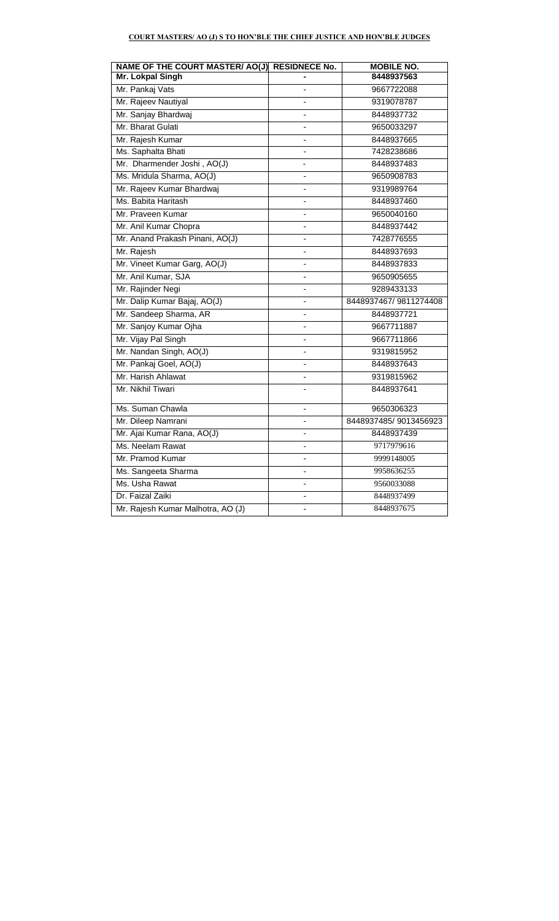**COURT MASTERS/ AO (J) S TO HON'BLE THE CHIEF JUSTICE AND HON'BLE JUDGES**

| NAME OF THE COURT MASTER/ AO(J) | RESIDNECE No. | MOBILE NO. |
|---|---|---|
| **Mr. Lokpal Singh** | **-** | **8448937563** |
| Mr. Pankaj Vats | - | 9667722088 |
| Mr. Rajeev Nautiyal | - | 9319078787 |
| Mr. Sanjay Bhardwaj | - | 8448937732 |
| Mr. Bharat Gulati | - | 9650033297 |
| Mr. Rajesh Kumar | - | 8448937665 |
| Ms. Saphalta Bhati | - | 7428238686 |
| Mr. Dharmender Joshi , AO(J) | - | 8448937483 |
| Ms. Mridula Sharma, AO(J) | - | 9650908783 |
| Mr. Rajeev Kumar Bhardwaj | - | 9319989764 |
| Ms. Babita Haritash | - | 8448937460 |
| Mr. Praveen Kumar | - | 9650040160 |
| Mr. Anil Kumar Chopra | - | 8448937442 |
| Mr. Anand Prakash Pinani, AO(J) | - | 7428776555 |
| Mr. Rajesh | - | 8448937693 |
| Mr. Vineet Kumar Garg, AO(J) | - | 8448937833 |
| Mr. Anil Kumar, SJA | - | 9650905655 |
| Mr. Rajinder Negi | - | 9289433133 |
| Mr. Dalip Kumar Bajaj, AO(J) | - | 8448937467/ 9811274408 |
| Mr. Sandeep Sharma, AR | - | 8448937721 |
| Mr. Sanjoy Kumar Ojha | - | 9667711887 |
| Mr. Vijay Pal Singh | - | 9667711866 |
| Mr. Nandan Singh, AO(J) | - | 9319815952 |
| Mr. Pankaj Goel, AO(J) | - | 8448937643 |
| Mr. Harish Ahlawat | - | 9319815962 |
| Mr. Nikhil Tiwari | - | 8448937641 |
| Ms. Suman Chawla | - | 9650306323 |
| Mr. Dileep Namrani | - | 8448937485/ 9013456923 |
| Mr. Ajai Kumar Rana, AO(J) | - | 8448937439 |
| Ms. Neelam Rawat | - | 9717979616 |
| Mr. Pramod Kumar | - | 9999148005 |
| Ms. Sangeeta Sharma | - | 9958636255 |
| Ms. Usha Rawat | - | 9560033088 |
| Dr. Faizal Zaiki | - | 8448937499 |
| Mr. Rajesh Kumar Malhotra, AO (J) | - | 8448937675 |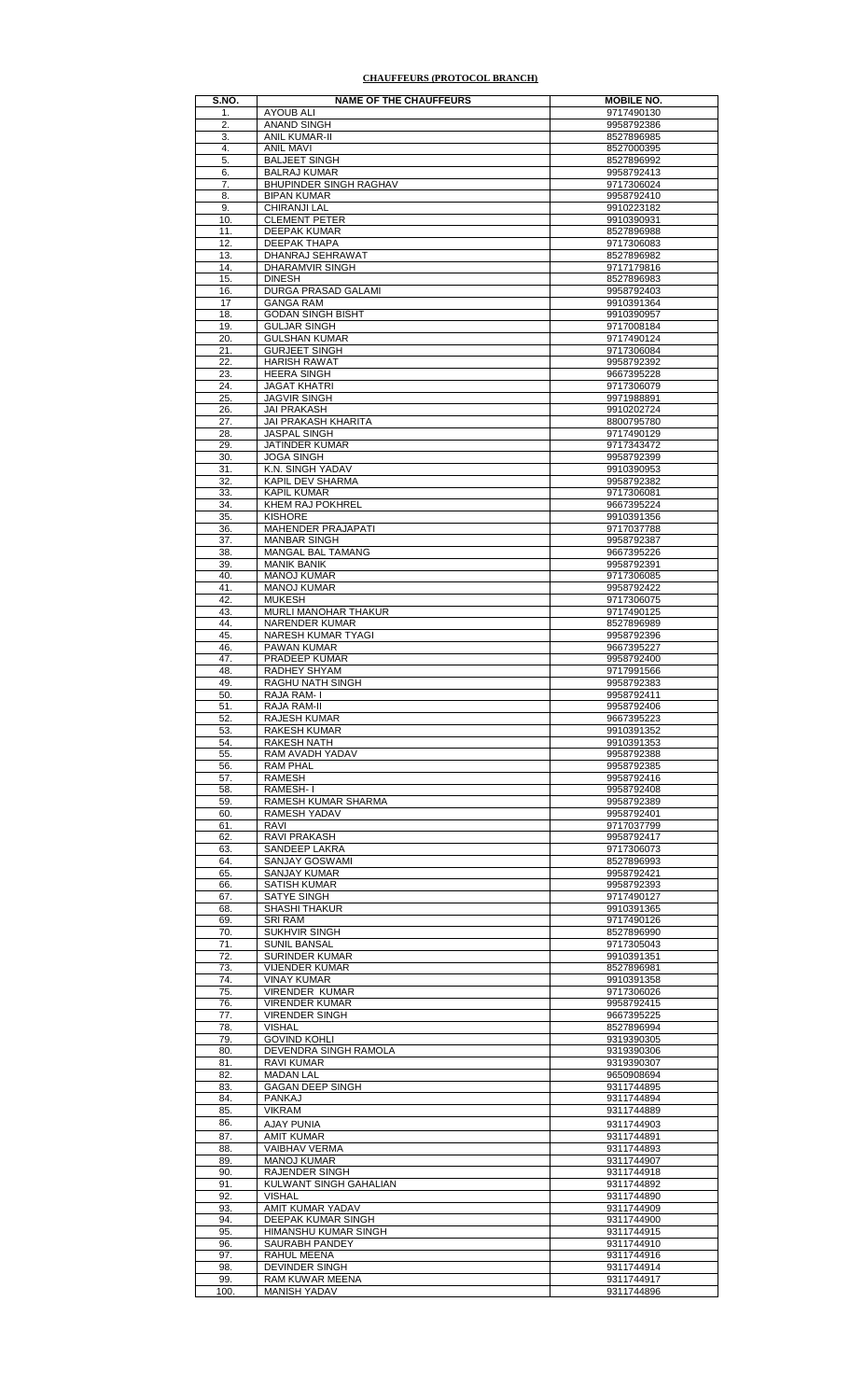**CHAUFFEURS (PROTOCOL BRANCH)**

| S.NO. | NAME OF THE CHAUFFEURS | MOBILE NO. |
|---|---|---|
| 1. | AYOUB ALI | 9717490130 |
| 2. | ANAND SINGH | 9958792386 |
| 3. | ANIL KUMAR-II | 8527896985 |
| 4. | ANIL MAVI | 8527000395 |
| 5. | BALJEET SINGH | 8527896992 |
| 6. | BALRAJ KUMAR | 9958792413 |
| 7. | BHUPINDER SINGH RAGHAV | 9717306024 |
| 8. | BIPAN KUMAR | 9958792410 |
| 9. | CHIRANJI LAL | 9910223182 |
| 10. | CLEMENT PETER | 9910390931 |
| 11. | DEEPAK KUMAR | 8527896988 |
| 12. | DEEPAK THAPA | 9717306083 |
| 13. | DHANRAJ SEHRAWAT | 8527896982 |
| 14. | DHARAMVIR SINGH | 9717179816 |
| 15. | DINESH | 8527896983 |
| 16. | DURGA PRASAD GALAMI | 9958792403 |
| 17 | GANGA RAM | 9910391364 |
| 18. | GODAN SINGH BISHT | 9910390957 |
| 19. | GULJAR SINGH | 9717008184 |
| 20. | GULSHAN KUMAR | 9717490124 |
| 21. | GURJEET SINGH | 9717306084 |
| 22. | HARISH RAWAT | 9958792392 |
| 23. | HEERA SINGH | 9667395228 |
| 24. | JAGAT KHATRI | 9717306079 |
| 25. | JAGVIR SINGH | 9971988891 |
| 26. | JAI PRAKASH | 9910202724 |
| 27. | JAI PRAKASH KHARITA | 8800795780 |
| 28. | JASPAL SINGH | 9717490129 |
| 29. | JATINDER KUMAR | 9717343472 |
| 30. | JOGA SINGH | 9958792399 |
| 31. | K.N. SINGH YADAV | 9910390953 |
| 32. | KAPIL DEV SHARMA | 9958792382 |
| 33. | KAPIL KUMAR | 9717306081 |
| 34. | KHEM RAJ POKHREL | 9667395224 |
| 35. | KISHORE | 9910391356 |
| 36. | MAHENDER PRAJAPATI | 9717037788 |
| 37. | MANBAR SINGH | 9958792387 |
| 38. | MANGAL BAL TAMANG | 9667395226 |
| 39. | MANIK BANIK | 9958792391 |
| 40. | MANOJ KUMAR | 9717306085 |
| 41. | MANOJ KUMAR | 9958792422 |
| 42. | MUKESH | 9717306075 |
| 43. | MURLI MANOHAR THAKUR | 9717490125 |
| 44. | NARENDER KUMAR | 8527896989 |
| 45. | NARESH KUMAR TYAGI | 9958792396 |
| 46. | PAWAN KUMAR | 9667395227 |
| 47. | PRADEEP KUMAR | 9958792400 |
| 48. | RADHEY SHYAM | 9717991566 |
| 49. | RAGHU NATH SINGH | 9958792383 |
| 50. | RAJA RAM- I | 9958792411 |
| 51. | RAJA RAM-II | 9958792406 |
| 52. | RAJESH KUMAR | 9667395223 |
| 53. | RAKESH KUMAR | 9910391352 |
| 54. | RAKESH NATH | 9910391353 |
| 55. | RAM AVADH YADAV | 9958792388 |
| 56. | RAM PHAL | 9958792385 |
| 57. | RAMESH | 9958792416 |
| 58. | RAMESH- I | 9958792408 |
| 59. | RAMESH KUMAR SHARMA | 9958792389 |
| 60. | RAMESH YADAV | 9958792401 |
| 61. | RAVI | 9717037799 |
| 62. | RAVI PRAKASH | 9958792417 |
| 63. | SANDEEP LAKRA | 9717306073 |
| 64. | SANJAY GOSWAMI | 8527896993 |
| 65. | SANJAY KUMAR | 9958792421 |
| 66. | SATISH KUMAR | 9958792393 |
| 67. | SATYE SINGH | 9717490127 |
| 68. | SHASHI THAKUR | 9910391365 |
| 69. | SRI RAM | 9717490126 |
| 70. | SUKHVIR SINGH | 8527896990 |
| 71. | SUNIL BANSAL | 9717305043 |
| 72. | SURINDER KUMAR | 9910391351 |
| 73. | VIJENDER KUMAR | 8527896981 |
| 74. | VINAY KUMAR | 9910391358 |
| 75. | VIRENDER KUMAR | 9717306026 |
| 76. | VIRENDER KUMAR | 9958792415 |
| 77. | VIRENDER SINGH | 9667395225 |
| 78. | VISHAL | 8527896994 |
| 79. | GOVIND KOHLI | 9319390305 |
| 80. | DEVENDRA SINGH RAMOLA | 9319390306 |
| 81. | RAVI KUMAR | 9319390307 |
| 82. | MADAN LAL | 9650908694 |
| 83. | GAGAN DEEP SINGH | 9311744895 |
| 84. | PANKAJ | 9311744894 |
| 85. | VIKRAM | 9311744889 |
| 86. | AJAY PUNIA | 9311744903 |
| 87. | AMIT KUMAR | 9311744891 |
| 88. | VAIBHAV VERMA | 9311744893 |
| 89. | MANOJ KUMAR | 9311744907 |
| 90. | RAJENDER SINGH | 9311744918 |
| 91. | KULWANT SINGH GAHALIAN | 9311744892 |
| 92. | VISHAL | 9311744890 |
| 93. | AMIT KUMAR YADAV | 9311744909 |
| 94. | DEEPAK KUMAR SINGH | 9311744900 |
| 95. | HIMANSHU KUMAR SINGH | 9311744915 |
| 96. | SAURABH PANDEY | 9311744910 |
| 97. | RAHUL MEENA | 9311744916 |
| 98. | DEVINDER SINGH | 9311744914 |
| 99. | RAM KUWAR MEENA | 9311744917 |
| 100. | MANISH YADAV | 9311744896 |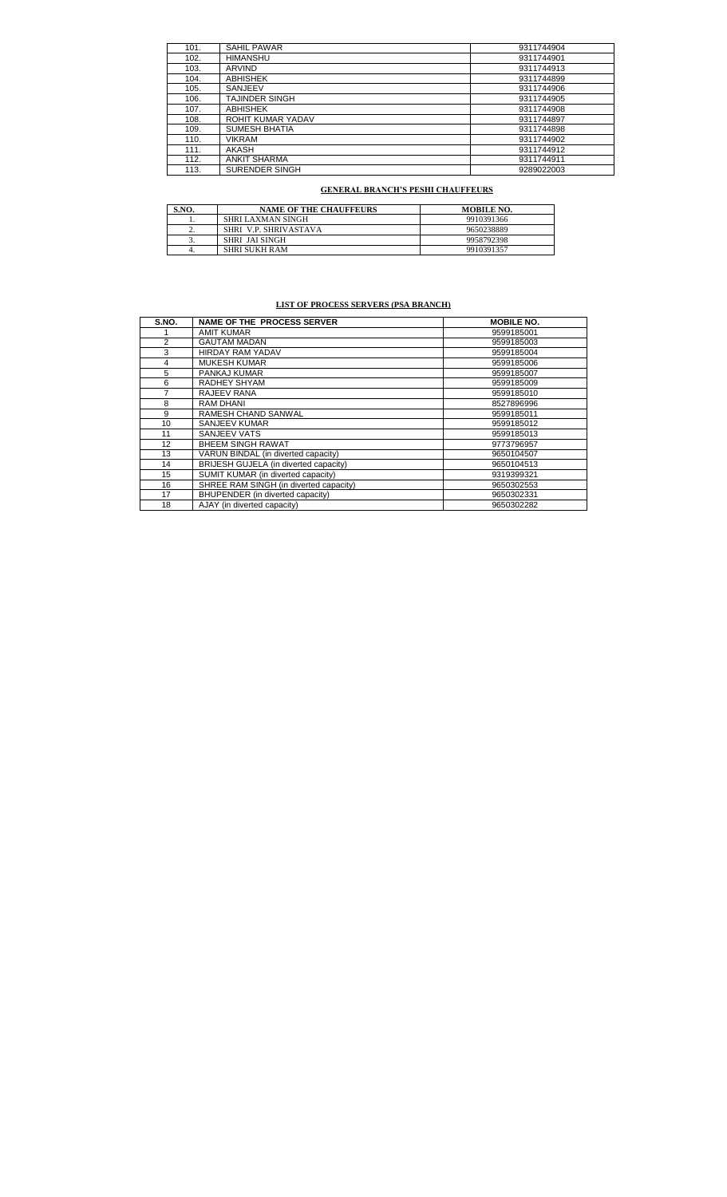| | | |
|---|---|---|
| 101. | SAHIL PAWAR | 9311744904 |
| 102. | HIMANSHU | 9311744901 |
| 103. | ARVIND | 9311744913 |
| 104. | ABHISHEK | 9311744899 |
| 105. | SANJEEV | 9311744906 |
| 106. | TAJINDER SINGH | 9311744905 |
| 107. | ABHISHEK | 9311744908 |
| 108. | ROHIT KUMAR YADAV | 9311744897 |
| 109. | SUMESH BHATIA | 9311744898 |
| 110. | VIKRAM | 9311744902 |
| 111. | AKASH | 9311744912 |
| 112. | ANKIT SHARMA | 9311744911 |
| 113. | SURENDER SINGH | 9289022003 |

## GENERAL BRANCH'S PESHI CHAUFFEURS

| S.NO. | NAME OF THE CHAUFFEURS | MOBILE NO. |
|---|---|---|
| 1. | SHRI LAXMAN SINGH | 9910391366 |
| 2. | SHRI V.P. SHRIVASTAVA | 9650238889 |
| 3. | SHRI JAI SINGH | 9958792398 |
| 4. | SHRI SUKH RAM | 9910391357 |

## LIST OF PROCESS SERVERS (PSA BRANCH)

| S.NO. | NAME OF THE PROCESS SERVER | MOBILE NO. |
|---|---|---|
| 1 | AMIT KUMAR | 9599185001 |
| 2 | GAUTAM MADAN | 9599185003 |
| 3 | HIRDAY RAM YADAV | 9599185004 |
| 4 | MUKESH KUMAR | 9599185006 |
| 5 | PANKAJ KUMAR | 9599185007 |
| 6 | RADHEY SHYAM | 9599185009 |
| 7 | RAJEEV RANA | 9599185010 |
| 8 | RAM DHANI | 8527896996 |
| 9 | RAMESH CHAND SANWAL | 9599185011 |
| 10 | SANJEEV KUMAR | 9599185012 |
| 11 | SANJEEV VATS | 9599185013 |
| 12 | BHEEM SINGH RAWAT | 9773796957 |
| 13 | VARUN BINDAL (in diverted capacity) | 9650104507 |
| 14 | BRIJESH GUJELA (in diverted capacity) | 9650104513 |
| 15 | SUMIT KUMAR (in diverted capacity) | 9319399321 |
| 16 | SHREE RAM SINGH (in diverted capacity) | 9650302553 |
| 17 | BHUPENDER (in diverted capacity) | 9650302331 |
| 18 | AJAY (in diverted capacity) | 9650302282 |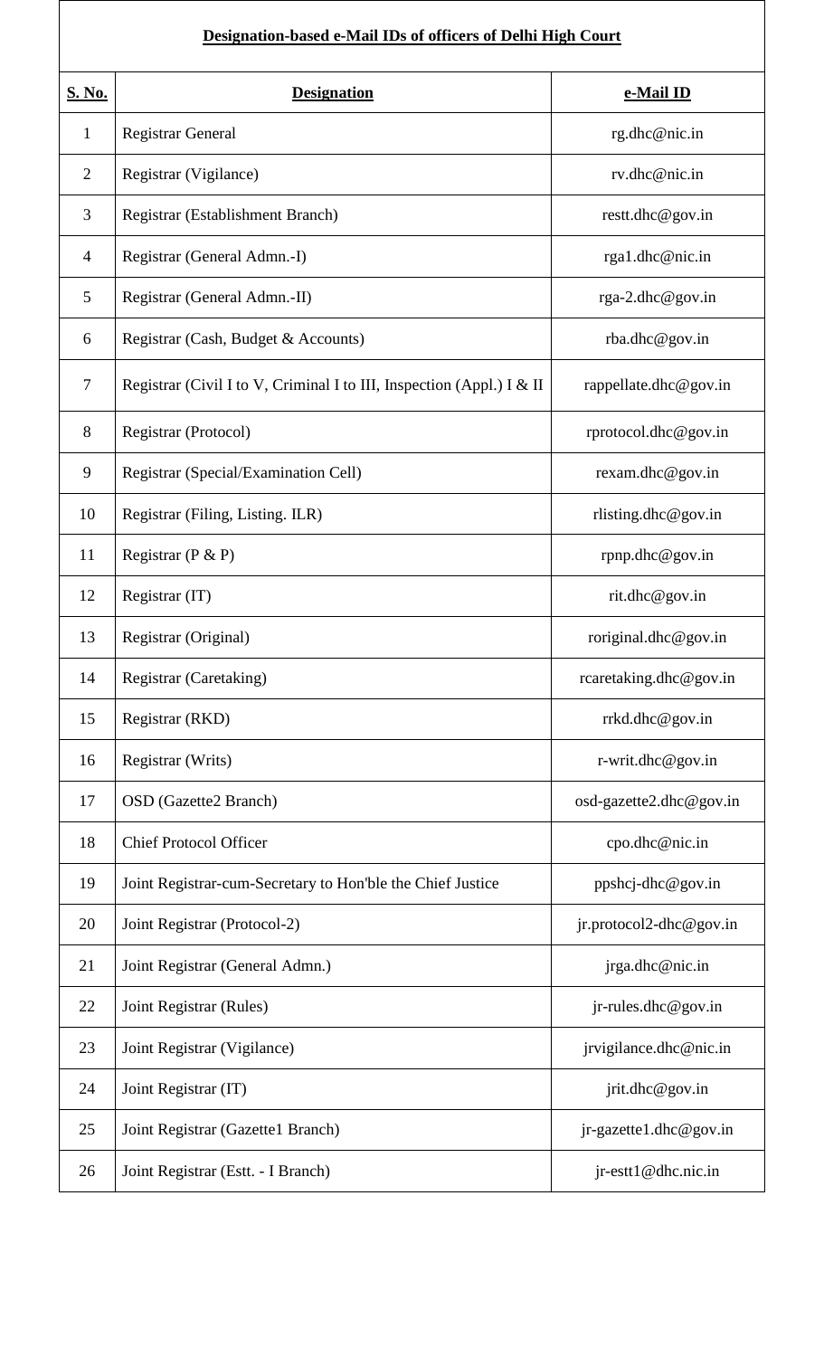**Designation-based e-Mail IDs of officers of Delhi High Court**

| S. No. | Designation | e-Mail ID |
|---|---|---|
| 1 | Registrar General | rg.dhc@nic.in |
| 2 | Registrar (Vigilance) | rv.dhc@nic.in |
| 3 | Registrar (Establishment Branch) | restt.dhc@gov.in |
| 4 | Registrar (General Admn.-I) | rga1.dhc@nic.in |
| 5 | Registrar (General Admn.-II) | rga-2.dhc@gov.in |
| 6 | Registrar (Cash, Budget & Accounts) | rba.dhc@gov.in |
| 7 | Registrar (Civil I to V, Criminal I to III, Inspection (Appl.) I & II | rappellate.dhc@gov.in |
| 8 | Registrar (Protocol) | rprotocol.dhc@gov.in |
| 9 | Registrar (Special/Examination Cell) | rexam.dhc@gov.in |
| 10 | Registrar (Filing, Listing. ILR) | rlisting.dhc@gov.in |
| 11 | Registrar (P & P) | rpnp.dhc@gov.in |
| 12 | Registrar (IT) | rit.dhc@gov.in |
| 13 | Registrar (Original) | roriginal.dhc@gov.in |
| 14 | Registrar (Caretaking) | rcaretaking.dhc@gov.in |
| 15 | Registrar (RKD) | rrkd.dhc@gov.in |
| 16 | Registrar (Writs) | r-writ.dhc@gov.in |
| 17 | OSD (Gazette2 Branch) | osd-gazette2.dhc@gov.in |
| 18 | Chief Protocol Officer | cpo.dhc@nic.in |
| 19 | Joint Registrar-cum-Secretary to Hon'ble the Chief Justice | ppshcj-dhc@gov.in |
| 20 | Joint Registrar (Protocol-2) | jr.protocol2-dhc@gov.in |
| 21 | Joint Registrar (General Admn.) | jrga.dhc@nic.in |
| 22 | Joint Registrar (Rules) | jr-rules.dhc@gov.in |
| 23 | Joint Registrar (Vigilance) | jrvigilance.dhc@nic.in |
| 24 | Joint Registrar (IT) | jrit.dhc@gov.in |
| 25 | Joint Registrar (Gazette1 Branch) | jr-gazette1.dhc@gov.in |
| 26 | Joint Registrar (Estt. - I Branch) | jr-estt1@dhc.nic.in |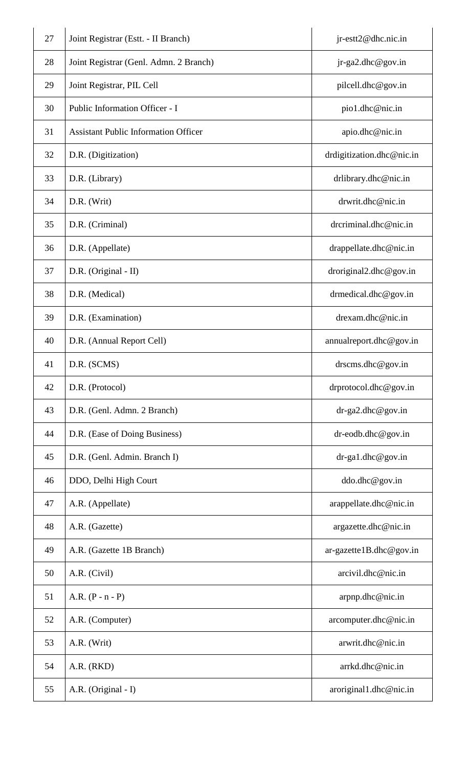| 27 | Joint Registrar (Estt. - II Branch) | jr-estt2@dhc.nic.in |
|---|---|---|
| 28 | Joint Registrar (Genl. Admn. 2 Branch) | jr-ga2.dhc@gov.in |
| 29 | Joint Registrar, PIL Cell | pilcell.dhc@gov.in |
| 30 | Public Information Officer - I | pio1.dhc@nic.in |
| 31 | Assistant Public Information Officer | apio.dhc@nic.in |
| 32 | D.R. (Digitization) | drdigitization.dhc@nic.in |
| 33 | D.R. (Library) | drlibrary.dhc@nic.in |
| 34 | D.R. (Writ) | drwrit.dhc@nic.in |
| 35 | D.R. (Criminal) | drcriminal.dhc@nic.in |
| 36 | D.R. (Appellate) | drappellate.dhc@nic.in |
| 37 | D.R. (Original - II) | droriginal2.dhc@gov.in |
| 38 | D.R. (Medical) | drmedical.dhc@gov.in |
| 39 | D.R. (Examination) | drexam.dhc@nic.in |
| 40 | D.R. (Annual Report Cell) | annualreport.dhc@gov.in |
| 41 | D.R. (SCMS) | drscms.dhc@gov.in |
| 42 | D.R. (Protocol) | drprotocol.dhc@gov.in |
| 43 | D.R. (Genl. Admn. 2 Branch) | dr-ga2.dhc@gov.in |
| 44 | D.R. (Ease of Doing Business) | dr-eodb.dhc@gov.in |
| 45 | D.R. (Genl. Admin. Branch I) | dr-ga1.dhc@gov.in |
| 46 | DDO, Delhi High Court | ddo.dhc@gov.in |
| 47 | A.R. (Appellate) | arappellate.dhc@nic.in |
| 48 | A.R. (Gazette) | argazette.dhc@nic.in |
| 49 | A.R. (Gazette 1B Branch) | ar-gazette1B.dhc@gov.in |
| 50 | A.R. (Civil) | arcivil.dhc@nic.in |
| 51 | A.R. (P - n - P) | arpnp.dhc@nic.in |
| 52 | A.R. (Computer) | arcomputer.dhc@nic.in |
| 53 | A.R. (Writ) | arwrit.dhc@nic.in |
| 54 | A.R. (RKD) | arrkd.dhc@nic.in |
| 55 | A.R. (Original - I) | aroriginal1.dhc@nic.in |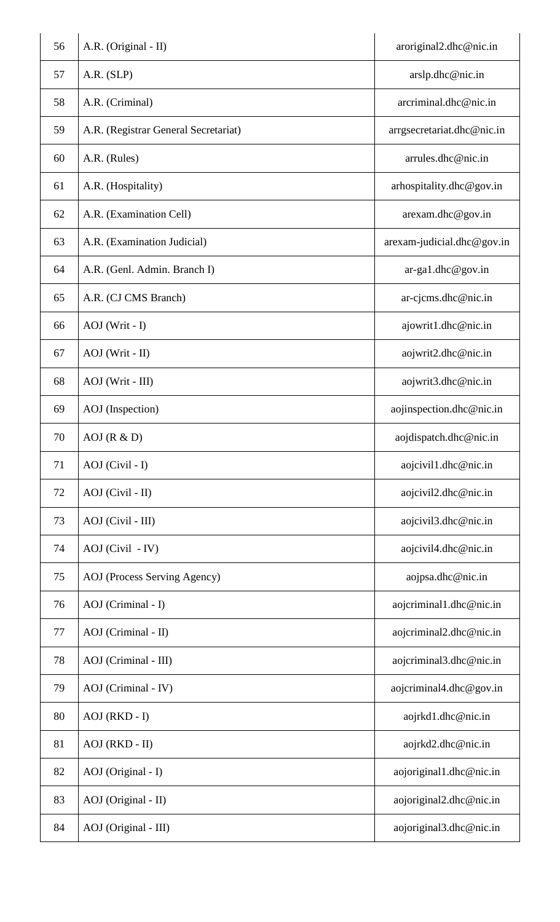| 56 | A.R. (Original - II) | aroriginal2.dhc@nic.in |
|---|---|---|
| 57 | A.R. (SLP) | arslp.dhc@nic.in |
| 58 | A.R. (Criminal) | arcriminal.dhc@nic.in |
| 59 | A.R. (Registrar General Secretariat) | arrgsecretariat.dhc@nic.in |
| 60 | A.R. (Rules) | arrules.dhc@nic.in |
| 61 | A.R. (Hospitality) | arhospitality.dhc@gov.in |
| 62 | A.R. (Examination Cell) | arexam.dhc@gov.in |
| 63 | A.R. (Examination Judicial) | arexam-judicial.dhc@gov.in |
| 64 | A.R. (Genl. Admin. Branch I) | ar-ga1.dhc@gov.in |
| 65 | A.R. (CJ CMS Branch) | ar-cjcms.dhc@nic.in |
| 66 | AOJ (Writ - I) | ajowrit1.dhc@nic.in |
| 67 | AOJ (Writ - II) | aojwrit2.dhc@nic.in |
| 68 | AOJ (Writ - III) | aojwrit3.dhc@nic.in |
| 69 | AOJ (Inspection) | aojinspection.dhc@nic.in |
| 70 | AOJ (R & D) | aojdispatch.dhc@nic.in |
| 71 | AOJ (Civil - I) | aojcivil1.dhc@nic.in |
| 72 | AOJ (Civil - II) | aojcivil2.dhc@nic.in |
| 73 | AOJ (Civil - III) | aojcivil3.dhc@nic.in |
| 74 | AOJ (Civil - IV) | aojcivil4.dhc@nic.in |
| 75 | AOJ (Process Serving Agency) | aojpsa.dhc@nic.in |
| 76 | AOJ (Criminal - I) | aojcriminal1.dhc@nic.in |
| 77 | AOJ (Criminal - II) | aojcriminal2.dhc@nic.in |
| 78 | AOJ (Criminal - III) | aojcriminal3.dhc@nic.in |
| 79 | AOJ (Criminal - IV) | aojcriminal4.dhc@gov.in |
| 80 | AOJ (RKD - I) | aojrkd1.dhc@nic.in |
| 81 | AOJ (RKD - II) | aojrkd2.dhc@nic.in |
| 82 | AOJ (Original - I) | aojoriginal1.dhc@nic.in |
| 83 | AOJ (Original - II) | aojoriginal2.dhc@nic.in |
| 84 | AOJ (Original - III) | aojoriginal3.dhc@nic.in |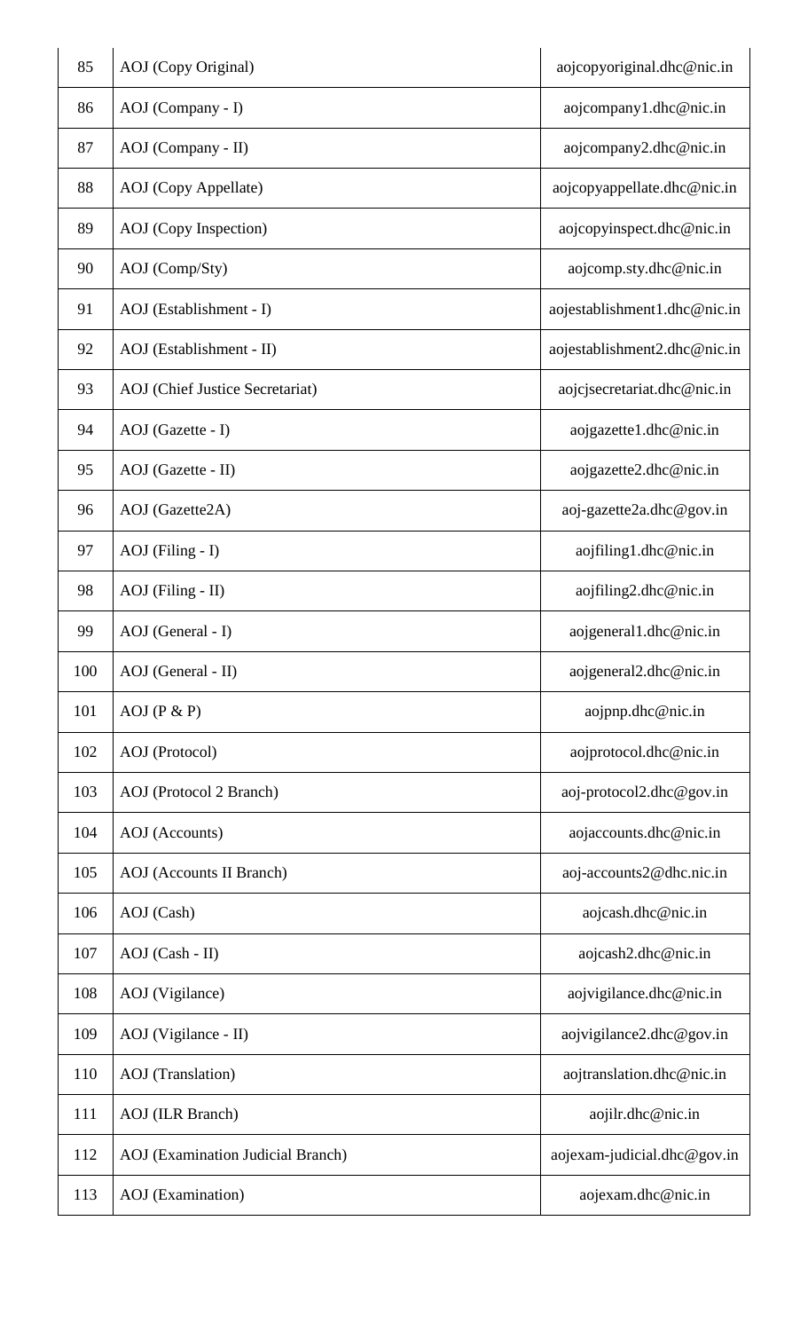| 85 | AOJ (Copy Original) | aojcopyoriginal.dhc@nic.in |
|---|---|---|
| 86 | AOJ (Company - I) | aojcompany1.dhc@nic.in |
| 87 | AOJ (Company - II) | aojcompany2.dhc@nic.in |
| 88 | AOJ (Copy Appellate) | aojcopyappellate.dhc@nic.in |
| 89 | AOJ (Copy Inspection) | aojcopyinspect.dhc@nic.in |
| 90 | AOJ (Comp/Sty) | aojcomp.sty.dhc@nic.in |
| 91 | AOJ (Establishment - I) | aojestablishment1.dhc@nic.in |
| 92 | AOJ (Establishment - II) | aojestablishment2.dhc@nic.in |
| 93 | AOJ (Chief Justice Secretariat) | aojcjsecretariat.dhc@nic.in |
| 94 | AOJ (Gazette - I) | aojgazette1.dhc@nic.in |
| 95 | AOJ (Gazette - II) | aojgazette2.dhc@nic.in |
| 96 | AOJ (Gazette2A) | aoj-gazette2a.dhc@gov.in |
| 97 | AOJ (Filing - I) | aojfiling1.dhc@nic.in |
| 98 | AOJ (Filing - II) | aojfiling2.dhc@nic.in |
| 99 | AOJ (General - I) | aojgeneral1.dhc@nic.in |
| 100 | AOJ (General - II) | aojgeneral2.dhc@nic.in |
| 101 | AOJ (P & P) | aojpnp.dhc@nic.in |
| 102 | AOJ (Protocol) | aojprotocol.dhc@nic.in |
| 103 | AOJ (Protocol 2 Branch) | aoj-protocol2.dhc@gov.in |
| 104 | AOJ (Accounts) | aojaccounts.dhc@nic.in |
| 105 | AOJ (Accounts II Branch) | aoj-accounts2@dhc.nic.in |
| 106 | AOJ (Cash) | aojcash.dhc@nic.in |
| 107 | AOJ (Cash - II) | aojcash2.dhc@nic.in |
| 108 | AOJ (Vigilance) | aojvigilance.dhc@nic.in |
| 109 | AOJ (Vigilance - II) | aojvigilance2.dhc@gov.in |
| 110 | AOJ (Translation) | aojtranslation.dhc@nic.in |
| 111 | AOJ (ILR Branch) | aojilr.dhc@nic.in |
| 112 | AOJ (Examination Judicial Branch) | aojexam-judicial.dhc@gov.in |
| 113 | AOJ (Examination) | aojexam.dhc@nic.in |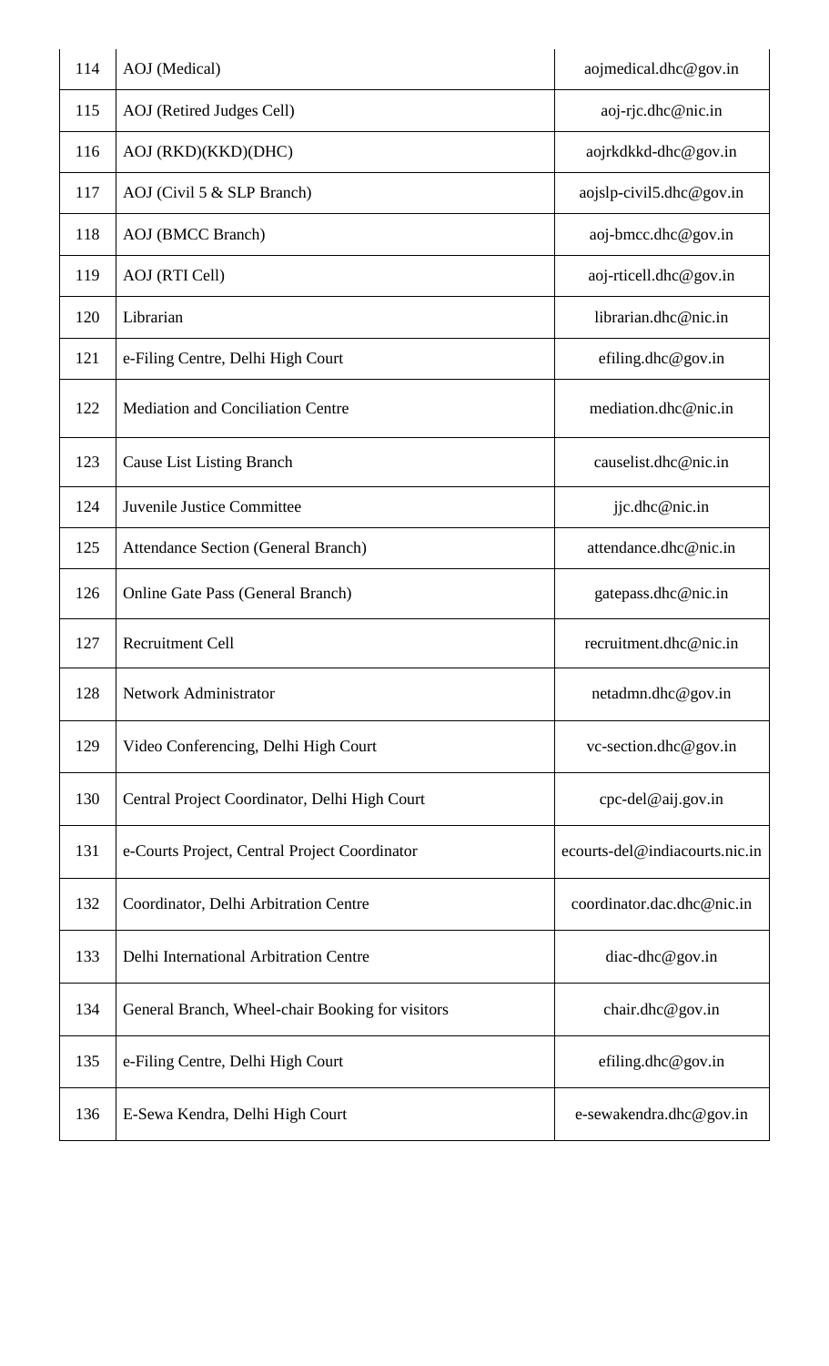| | | |
|---|---|---|
| 114 | AOJ (Medical) | aojmedical.dhc@gov.in |
| 115 | AOJ (Retired Judges Cell) | aoj-rjc.dhc@nic.in |
| 116 | AOJ (RKD)(KKD)(DHC) | aojrkdkkd-dhc@gov.in |
| 117 | AOJ (Civil 5 & SLP Branch) | aojslp-civil5.dhc@gov.in |
| 118 | AOJ (BMCC Branch) | aoj-bmcc.dhc@gov.in |
| 119 | AOJ (RTI Cell) | aoj-rticell.dhc@gov.in |
| 120 | Librarian | librarian.dhc@nic.in |
| 121 | e-Filing Centre, Delhi High Court | efiling.dhc@gov.in |
| 122 | Mediation and Conciliation Centre | mediation.dhc@nic.in |
| 123 | Cause List Listing Branch | causelist.dhc@nic.in |
| 124 | Juvenile Justice Committee | jjc.dhc@nic.in |
| 125 | Attendance Section (General Branch) | attendance.dhc@nic.in |
| 126 | Online Gate Pass (General Branch) | gatepass.dhc@nic.in |
| 127 | Recruitment Cell | recruitment.dhc@nic.in |
| 128 | Network Administrator | netadmn.dhc@gov.in |
| 129 | Video Conferencing, Delhi High Court | vc-section.dhc@gov.in |
| 130 | Central Project Coordinator, Delhi High Court | cpc-del@aij.gov.in |
| 131 | e-Courts Project, Central Project Coordinator | ecourts-del@indiacourts.nic.in |
| 132 | Coordinator, Delhi Arbitration Centre | coordinator.dac.dhc@nic.in |
| 133 | Delhi International Arbitration Centre | diac-dhc@gov.in |
| 134 | General Branch, Wheel-chair Booking for visitors | chair.dhc@gov.in |
| 135 | e-Filing Centre, Delhi High Court | efiling.dhc@gov.in |
| 136 | E-Sewa Kendra, Delhi High Court | e-sewakendra.dhc@gov.in |